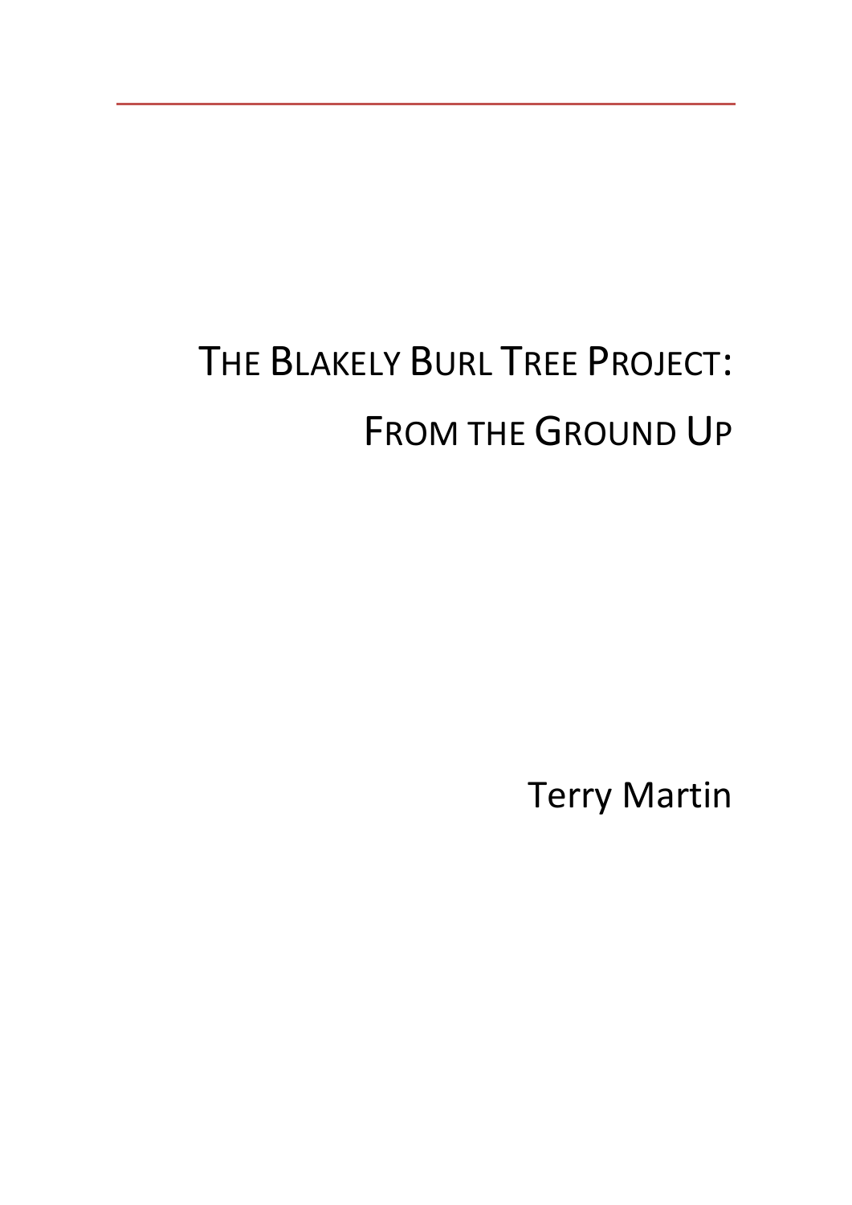# The Blakely Burl Tree Project: From the Ground Up

Terry Martin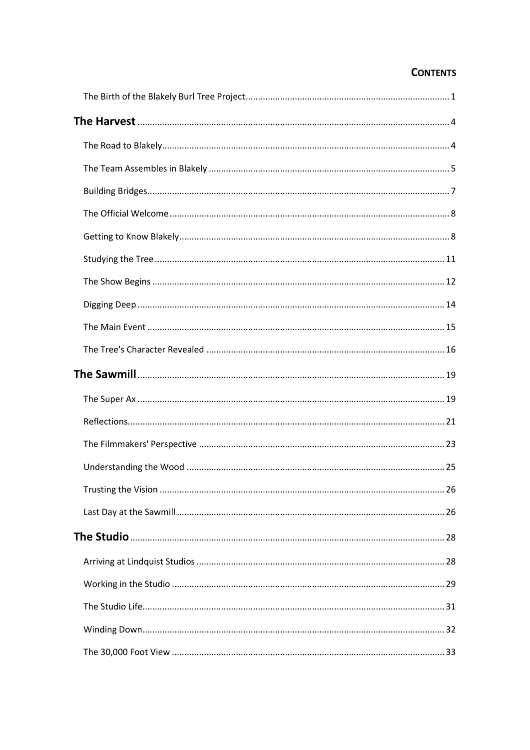## CONTENTS

The Birth of the Blakely Burl Tree Project ..... 1

**The Harvest** ..... 4

The Road to Blakely ..... 4

The Team Assembles in Blakely ..... 5

Building Bridges ..... 7

The Official Welcome ..... 8

Getting to Know Blakely ..... 8

Studying the Tree ..... 11

The Show Begins ..... 12

Digging Deep ..... 14

The Main Event ..... 15

The Tree's Character Revealed ..... 16

**The Sawmill** ..... 19

The Super Ax ..... 19

Reflections ..... 21

The Filmmakers' Perspective ..... 23

Understanding the Wood ..... 25

Trusting the Vision ..... 26

Last Day at the Sawmill ..... 26

**The Studio** ..... 28

Arriving at Lindquist Studios ..... 28

Working in the Studio ..... 29

The Studio Life ..... 31

Winding Down ..... 32

The 30,000 Foot View ..... 33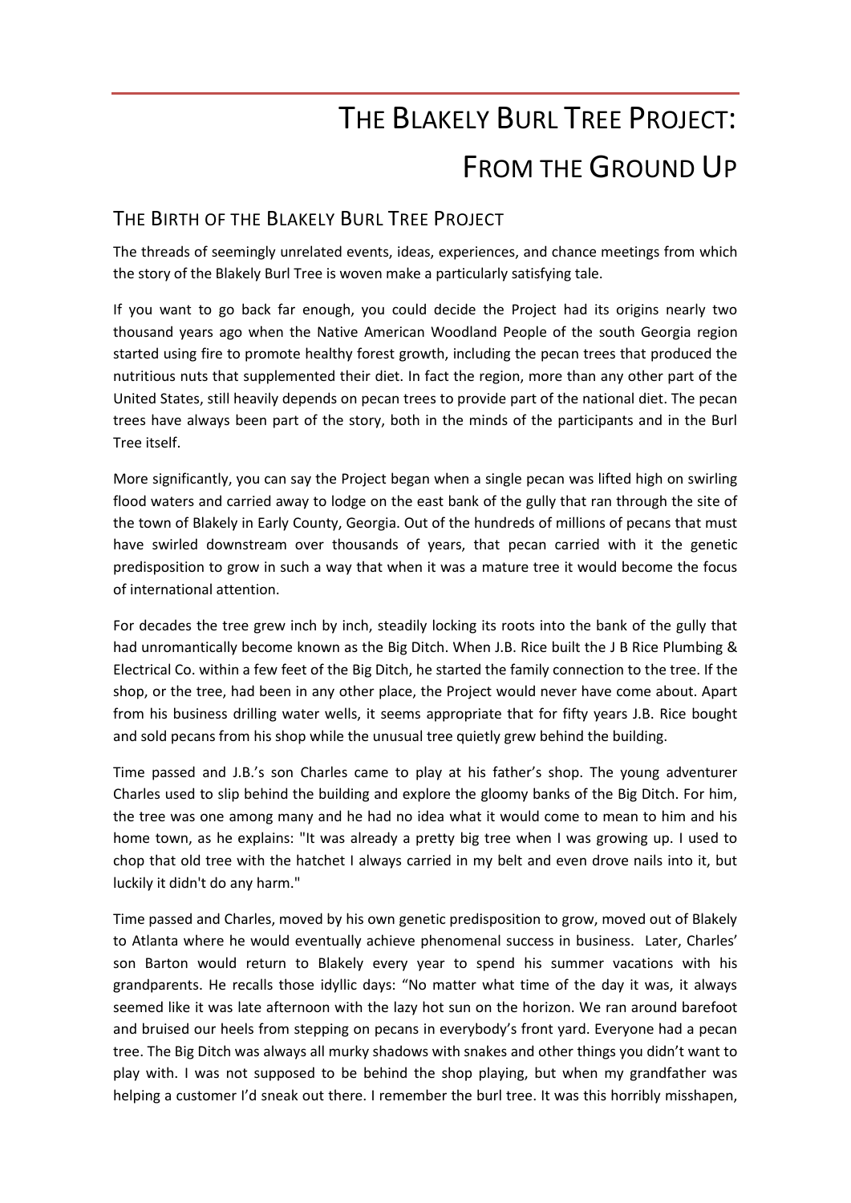# THE BLAKELY BURL TREE PROJECT: FROM THE GROUND UP

## THE BIRTH OF THE BLAKELY BURL TREE PROJECT

The threads of seemingly unrelated events, ideas, experiences, and chance meetings from which the story of the Blakely Burl Tree is woven make a particularly satisfying tale.

If you want to go back far enough, you could decide the Project had its origins nearly two thousand years ago when the Native American Woodland People of the south Georgia region started using fire to promote healthy forest growth, including the pecan trees that produced the nutritious nuts that supplemented their diet. In fact the region, more than any other part of the United States, still heavily depends on pecan trees to provide part of the national diet. The pecan trees have always been part of the story, both in the minds of the participants and in the Burl Tree itself.

More significantly, you can say the Project began when a single pecan was lifted high on swirling flood waters and carried away to lodge on the east bank of the gully that ran through the site of the town of Blakely in Early County, Georgia. Out of the hundreds of millions of pecans that must have swirled downstream over thousands of years, that pecan carried with it the genetic predisposition to grow in such a way that when it was a mature tree it would become the focus of international attention.

For decades the tree grew inch by inch, steadily locking its roots into the bank of the gully that had unromantically become known as the Big Ditch. When J.B. Rice built the J B Rice Plumbing & Electrical Co. within a few feet of the Big Ditch, he started the family connection to the tree. If the shop, or the tree, had been in any other place, the Project would never have come about. Apart from his business drilling water wells, it seems appropriate that for fifty years J.B. Rice bought and sold pecans from his shop while the unusual tree quietly grew behind the building.

Time passed and J.B.'s son Charles came to play at his father's shop. The young adventurer Charles used to slip behind the building and explore the gloomy banks of the Big Ditch. For him, the tree was one among many and he had no idea what it would come to mean to him and his home town, as he explains: "It was already a pretty big tree when I was growing up. I used to chop that old tree with the hatchet I always carried in my belt and even drove nails into it, but luckily it didn't do any harm."

Time passed and Charles, moved by his own genetic predisposition to grow, moved out of Blakely to Atlanta where he would eventually achieve phenomenal success in business. Later, Charles' son Barton would return to Blakely every year to spend his summer vacations with his grandparents. He recalls those idyllic days: "No matter what time of the day it was, it always seemed like it was late afternoon with the lazy hot sun on the horizon. We ran around barefoot and bruised our heels from stepping on pecans in everybody's front yard. Everyone had a pecan tree. The Big Ditch was always all murky shadows with snakes and other things you didn't want to play with. I was not supposed to be behind the shop playing, but when my grandfather was helping a customer I'd sneak out there. I remember the burl tree. It was this horribly misshapen,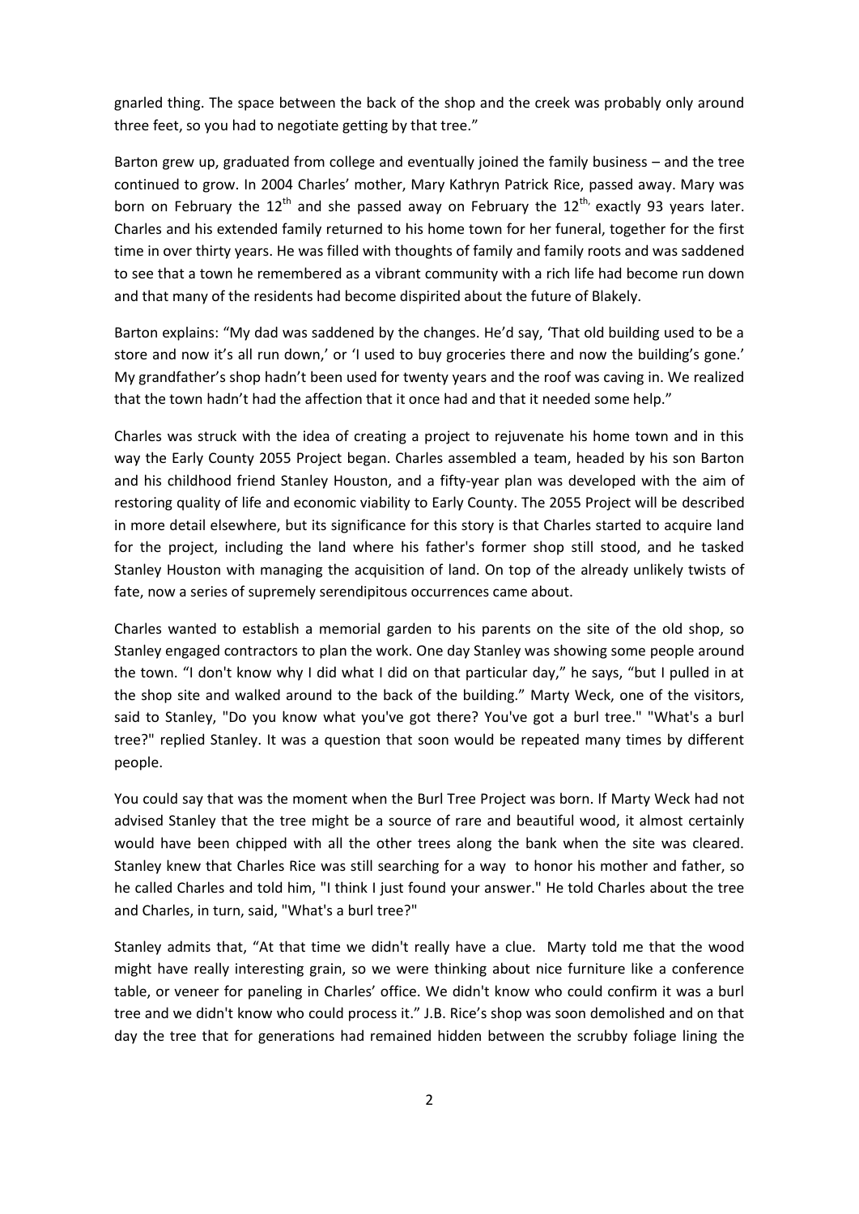gnarled thing. The space between the back of the shop and the creek was probably only around three feet, so you had to negotiate getting by that tree."

Barton grew up, graduated from college and eventually joined the family business – and the tree continued to grow. In 2004 Charles' mother, Mary Kathryn Patrick Rice, passed away. Mary was born on February the 12th and she passed away on February the 12th, exactly 93 years later. Charles and his extended family returned to his home town for her funeral, together for the first time in over thirty years. He was filled with thoughts of family and family roots and was saddened to see that a town he remembered as a vibrant community with a rich life had become run down and that many of the residents had become dispirited about the future of Blakely.

Barton explains: "My dad was saddened by the changes. He'd say, 'That old building used to be a store and now it's all run down,' or 'I used to buy groceries there and now the building's gone.' My grandfather's shop hadn't been used for twenty years and the roof was caving in. We realized that the town hadn't had the affection that it once had and that it needed some help."

Charles was struck with the idea of creating a project to rejuvenate his home town and in this way the Early County 2055 Project began. Charles assembled a team, headed by his son Barton and his childhood friend Stanley Houston, and a fifty-year plan was developed with the aim of restoring quality of life and economic viability to Early County. The 2055 Project will be described in more detail elsewhere, but its significance for this story is that Charles started to acquire land for the project, including the land where his father's former shop still stood, and he tasked Stanley Houston with managing the acquisition of land. On top of the already unlikely twists of fate, now a series of supremely serendipitous occurrences came about.

Charles wanted to establish a memorial garden to his parents on the site of the old shop, so Stanley engaged contractors to plan the work. One day Stanley was showing some people around the town. "I don't know why I did what I did on that particular day," he says, "but I pulled in at the shop site and walked around to the back of the building." Marty Weck, one of the visitors, said to Stanley, "Do you know what you've got there? You've got a burl tree." "What's a burl tree?" replied Stanley. It was a question that soon would be repeated many times by different people.

You could say that was the moment when the Burl Tree Project was born. If Marty Weck had not advised Stanley that the tree might be a source of rare and beautiful wood, it almost certainly would have been chipped with all the other trees along the bank when the site was cleared. Stanley knew that Charles Rice was still searching for a way to honor his mother and father, so he called Charles and told him, "I think I just found your answer." He told Charles about the tree and Charles, in turn, said, "What's a burl tree?"

Stanley admits that, "At that time we didn't really have a clue. Marty told me that the wood might have really interesting grain, so we were thinking about nice furniture like a conference table, or veneer for paneling in Charles' office. We didn't know who could confirm it was a burl tree and we didn't know who could process it." J.B. Rice's shop was soon demolished and on that day the tree that for generations had remained hidden between the scrubby foliage lining the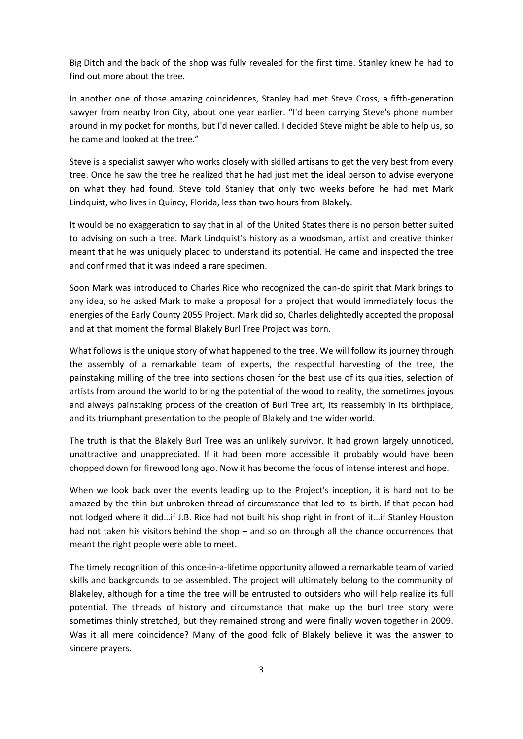Big Ditch and the back of the shop was fully revealed for the first time. Stanley knew he had to find out more about the tree.

In another one of those amazing coincidences, Stanley had met Steve Cross, a fifth-generation sawyer from nearby Iron City, about one year earlier. "I'd been carrying Steve's phone number around in my pocket for months, but I'd never called. I decided Steve might be able to help us, so he came and looked at the tree."

Steve is a specialist sawyer who works closely with skilled artisans to get the very best from every tree. Once he saw the tree he realized that he had just met the ideal person to advise everyone on what they had found. Steve told Stanley that only two weeks before he had met Mark Lindquist, who lives in Quincy, Florida, less than two hours from Blakely.

It would be no exaggeration to say that in all of the United States there is no person better suited to advising on such a tree. Mark Lindquist's history as a woodsman, artist and creative thinker meant that he was uniquely placed to understand its potential. He came and inspected the tree and confirmed that it was indeed a rare specimen.

Soon Mark was introduced to Charles Rice who recognized the can-do spirit that Mark brings to any idea, so he asked Mark to make a proposal for a project that would immediately focus the energies of the Early County 2055 Project. Mark did so, Charles delightedly accepted the proposal and at that moment the formal Blakely Burl Tree Project was born.

What follows is the unique story of what happened to the tree. We will follow its journey through the assembly of a remarkable team of experts, the respectful harvesting of the tree, the painstaking milling of the tree into sections chosen for the best use of its qualities, selection of artists from around the world to bring the potential of the wood to reality, the sometimes joyous and always painstaking process of the creation of Burl Tree art, its reassembly in its birthplace, and its triumphant presentation to the people of Blakely and the wider world.

The truth is that the Blakely Burl Tree was an unlikely survivor. It had grown largely unnoticed, unattractive and unappreciated. If it had been more accessible it probably would have been chopped down for firewood long ago. Now it has become the focus of intense interest and hope.

When we look back over the events leading up to the Project's inception, it is hard not to be amazed by the thin but unbroken thread of circumstance that led to its birth. If that pecan had not lodged where it did…if J.B. Rice had not built his shop right in front of it…if Stanley Houston had not taken his visitors behind the shop – and so on through all the chance occurrences that meant the right people were able to meet.

The timely recognition of this once-in-a-lifetime opportunity allowed a remarkable team of varied skills and backgrounds to be assembled. The project will ultimately belong to the community of Blakeley, although for a time the tree will be entrusted to outsiders who will help realize its full potential. The threads of history and circumstance that make up the burl tree story were sometimes thinly stretched, but they remained strong and were finally woven together in 2009. Was it all mere coincidence? Many of the good folk of Blakely believe it was the answer to sincere prayers.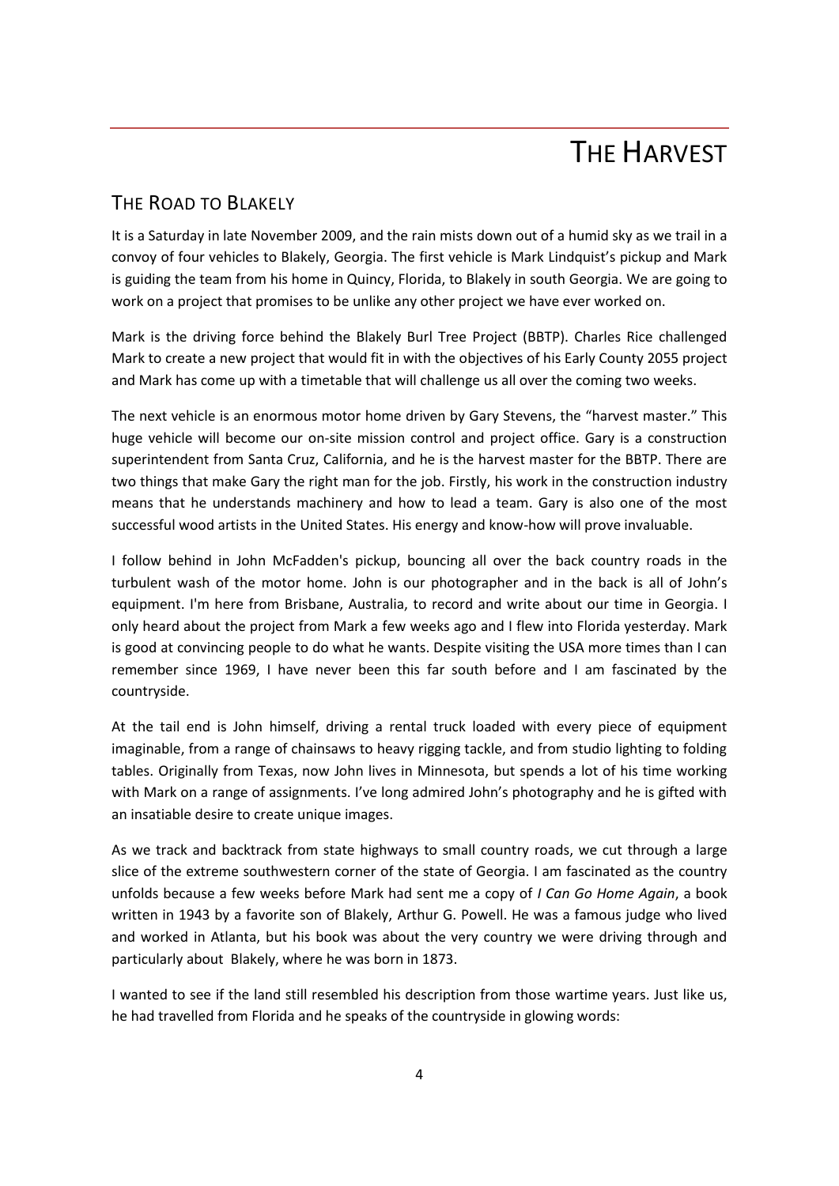# THE HARVEST

## THE ROAD TO BLAKELY

It is a Saturday in late November 2009, and the rain mists down out of a humid sky as we trail in a convoy of four vehicles to Blakely, Georgia. The first vehicle is Mark Lindquist's pickup and Mark is guiding the team from his home in Quincy, Florida, to Blakely in south Georgia. We are going to work on a project that promises to be unlike any other project we have ever worked on.

Mark is the driving force behind the Blakely Burl Tree Project (BBTP). Charles Rice challenged Mark to create a new project that would fit in with the objectives of his Early County 2055 project and Mark has come up with a timetable that will challenge us all over the coming two weeks.

The next vehicle is an enormous motor home driven by Gary Stevens, the "harvest master." This huge vehicle will become our on-site mission control and project office. Gary is a construction superintendent from Santa Cruz, California, and he is the harvest master for the BBTP. There are two things that make Gary the right man for the job. Firstly, his work in the construction industry means that he understands machinery and how to lead a team. Gary is also one of the most successful wood artists in the United States. His energy and know-how will prove invaluable.

I follow behind in John McFadden's pickup, bouncing all over the back country roads in the turbulent wash of the motor home. John is our photographer and in the back is all of John's equipment. I'm here from Brisbane, Australia, to record and write about our time in Georgia. I only heard about the project from Mark a few weeks ago and I flew into Florida yesterday. Mark is good at convincing people to do what he wants. Despite visiting the USA more times than I can remember since 1969, I have never been this far south before and I am fascinated by the countryside.

At the tail end is John himself, driving a rental truck loaded with every piece of equipment imaginable, from a range of chainsaws to heavy rigging tackle, and from studio lighting to folding tables. Originally from Texas, now John lives in Minnesota, but spends a lot of his time working with Mark on a range of assignments. I've long admired John's photography and he is gifted with an insatiable desire to create unique images.

As we track and backtrack from state highways to small country roads, we cut through a large slice of the extreme southwestern corner of the state of Georgia. I am fascinated as the country unfolds because a few weeks before Mark had sent me a copy of *I Can Go Home Again*, a book written in 1943 by a favorite son of Blakely, Arthur G. Powell. He was a famous judge who lived and worked in Atlanta, but his book was about the very country we were driving through and particularly about Blakely, where he was born in 1873.

I wanted to see if the land still resembled his description from those wartime years. Just like us, he had travelled from Florida and he speaks of the countryside in glowing words: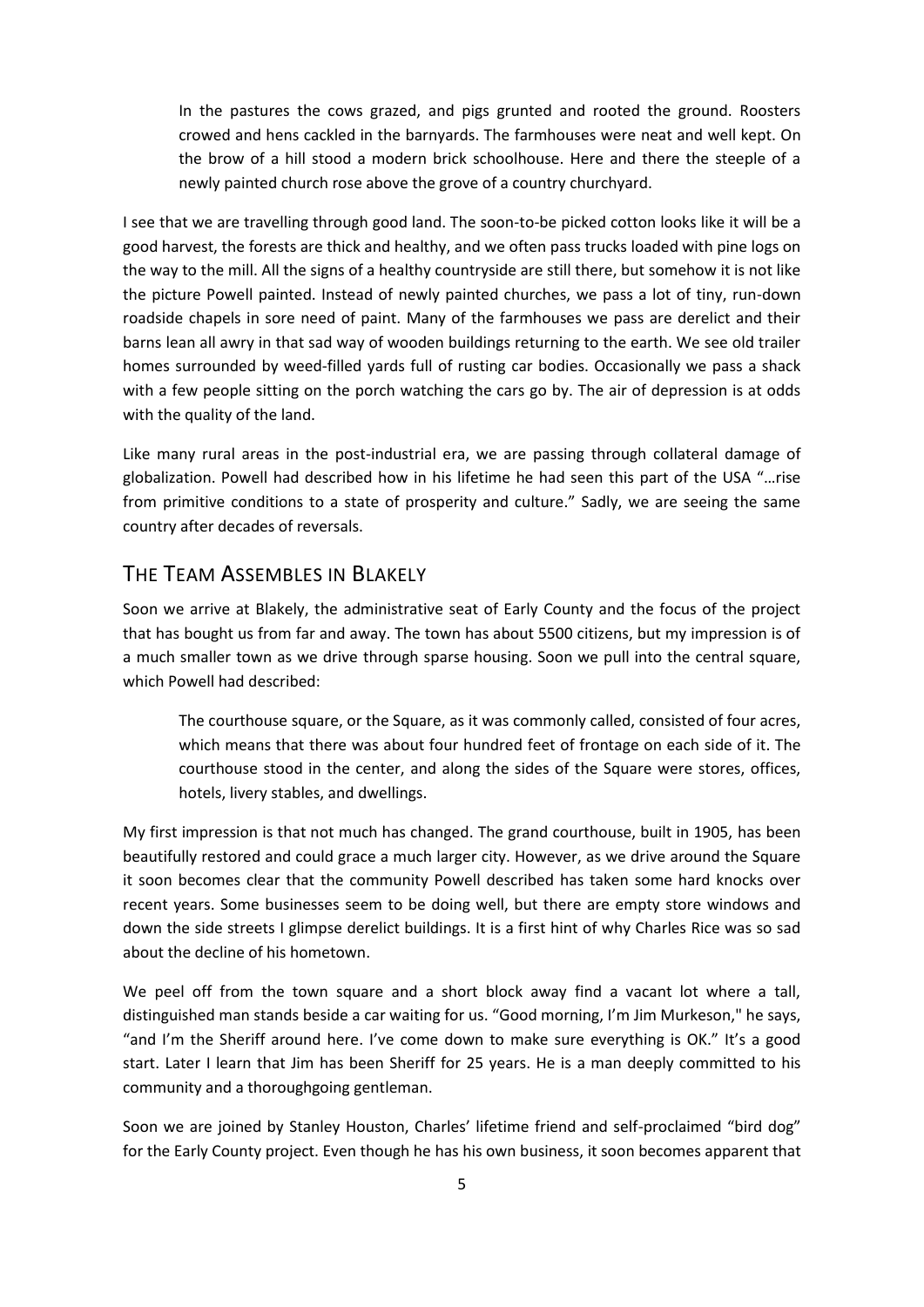> In the pastures the cows grazed, and pigs grunted and rooted the ground. Roosters crowed and hens cackled in the barnyards. The farmhouses were neat and well kept. On the brow of a hill stood a modern brick schoolhouse. Here and there the steeple of a newly painted church rose above the grove of a country churchyard.

I see that we are travelling through good land. The soon-to-be picked cotton looks like it will be a good harvest, the forests are thick and healthy, and we often pass trucks loaded with pine logs on the way to the mill. All the signs of a healthy countryside are still there, but somehow it is not like the picture Powell painted. Instead of newly painted churches, we pass a lot of tiny, run-down roadside chapels in sore need of paint. Many of the farmhouses we pass are derelict and their barns lean all awry in that sad way of wooden buildings returning to the earth. We see old trailer homes surrounded by weed-filled yards full of rusting car bodies. Occasionally we pass a shack with a few people sitting on the porch watching the cars go by. The air of depression is at odds with the quality of the land.

Like many rural areas in the post-industrial era, we are passing through collateral damage of globalization. Powell had described how in his lifetime he had seen this part of the USA "…rise from primitive conditions to a state of prosperity and culture." Sadly, we are seeing the same country after decades of reversals.

## The Team Assembles in Blakely

Soon we arrive at Blakely, the administrative seat of Early County and the focus of the project that has bought us from far and away. The town has about 5500 citizens, but my impression is of a much smaller town as we drive through sparse housing. Soon we pull into the central square, which Powell had described:

> The courthouse square, or the Square, as it was commonly called, consisted of four acres, which means that there was about four hundred feet of frontage on each side of it. The courthouse stood in the center, and along the sides of the Square were stores, offices, hotels, livery stables, and dwellings.

My first impression is that not much has changed. The grand courthouse, built in 1905, has been beautifully restored and could grace a much larger city. However, as we drive around the Square it soon becomes clear that the community Powell described has taken some hard knocks over recent years. Some businesses seem to be doing well, but there are empty store windows and down the side streets I glimpse derelict buildings. It is a first hint of why Charles Rice was so sad about the decline of his hometown.

We peel off from the town square and a short block away find a vacant lot where a tall, distinguished man stands beside a car waiting for us. "Good morning, I'm Jim Murkeson," he says, "and I'm the Sheriff around here. I've come down to make sure everything is OK." It's a good start. Later I learn that Jim has been Sheriff for 25 years. He is a man deeply committed to his community and a thoroughgoing gentleman.

Soon we are joined by Stanley Houston, Charles' lifetime friend and self-proclaimed "bird dog" for the Early County project. Even though he has his own business, it soon becomes apparent that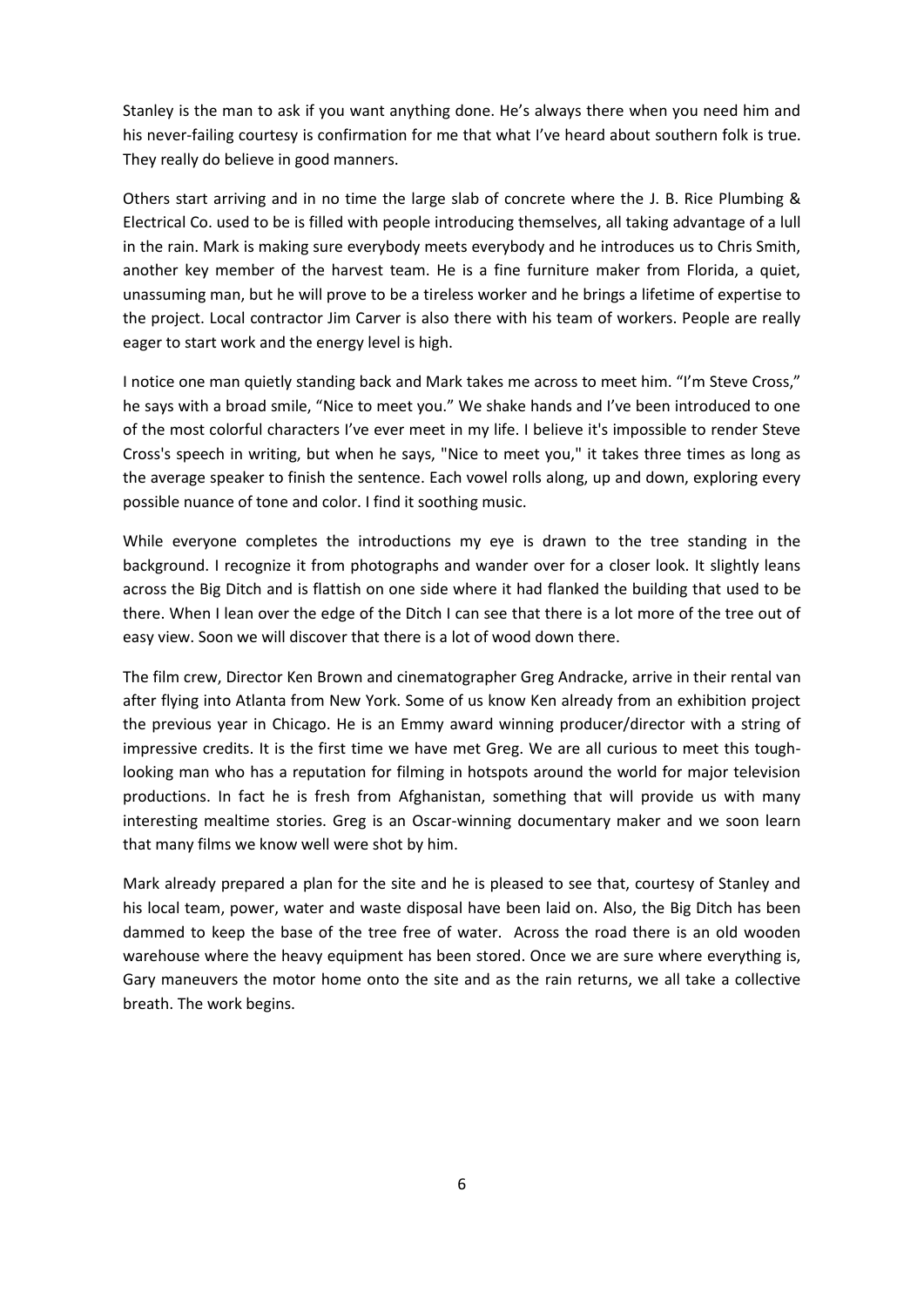Stanley is the man to ask if you want anything done. He's always there when you need him and his never-failing courtesy is confirmation for me that what I've heard about southern folk is true. They really do believe in good manners.

Others start arriving and in no time the large slab of concrete where the J. B. Rice Plumbing & Electrical Co. used to be is filled with people introducing themselves, all taking advantage of a lull in the rain. Mark is making sure everybody meets everybody and he introduces us to Chris Smith, another key member of the harvest team. He is a fine furniture maker from Florida, a quiet, unassuming man, but he will prove to be a tireless worker and he brings a lifetime of expertise to the project. Local contractor Jim Carver is also there with his team of workers. People are really eager to start work and the energy level is high.

I notice one man quietly standing back and Mark takes me across to meet him. "I'm Steve Cross," he says with a broad smile, "Nice to meet you." We shake hands and I've been introduced to one of the most colorful characters I've ever meet in my life. I believe it's impossible to render Steve Cross's speech in writing, but when he says, "Nice to meet you," it takes three times as long as the average speaker to finish the sentence. Each vowel rolls along, up and down, exploring every possible nuance of tone and color. I find it soothing music.

While everyone completes the introductions my eye is drawn to the tree standing in the background. I recognize it from photographs and wander over for a closer look. It slightly leans across the Big Ditch and is flattish on one side where it had flanked the building that used to be there. When I lean over the edge of the Ditch I can see that there is a lot more of the tree out of easy view. Soon we will discover that there is a lot of wood down there.

The film crew, Director Ken Brown and cinematographer Greg Andracke, arrive in their rental van after flying into Atlanta from New York. Some of us know Ken already from an exhibition project the previous year in Chicago. He is an Emmy award winning producer/director with a string of impressive credits. It is the first time we have met Greg. We are all curious to meet this tough-looking man who has a reputation for filming in hotspots around the world for major television productions. In fact he is fresh from Afghanistan, something that will provide us with many interesting mealtime stories. Greg is an Oscar-winning documentary maker and we soon learn that many films we know well were shot by him.

Mark already prepared a plan for the site and he is pleased to see that, courtesy of Stanley and his local team, power, water and waste disposal have been laid on. Also, the Big Ditch has been dammed to keep the base of the tree free of water. Across the road there is an old wooden warehouse where the heavy equipment has been stored. Once we are sure where everything is, Gary maneuvers the motor home onto the site and as the rain returns, we all take a collective breath. The work begins.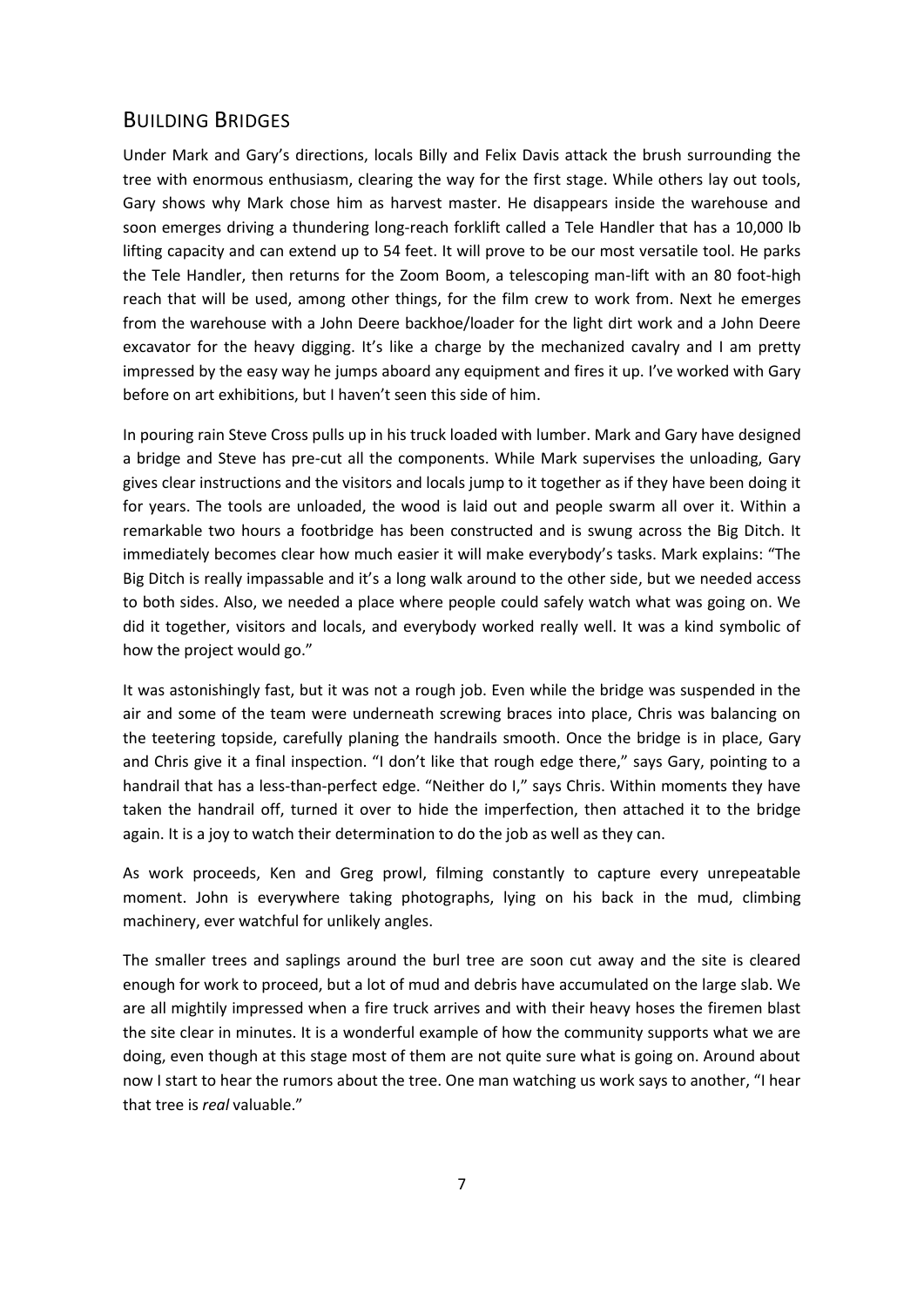## Building Bridges

Under Mark and Gary's directions, locals Billy and Felix Davis attack the brush surrounding the tree with enormous enthusiasm, clearing the way for the first stage. While others lay out tools, Gary shows why Mark chose him as harvest master. He disappears inside the warehouse and soon emerges driving a thundering long-reach forklift called a Tele Handler that has a 10,000 lb lifting capacity and can extend up to 54 feet. It will prove to be our most versatile tool. He parks the Tele Handler, then returns for the Zoom Boom, a telescoping man-lift with an 80 foot-high reach that will be used, among other things, for the film crew to work from. Next he emerges from the warehouse with a John Deere backhoe/loader for the light dirt work and a John Deere excavator for the heavy digging. It's like a charge by the mechanized cavalry and I am pretty impressed by the easy way he jumps aboard any equipment and fires it up. I've worked with Gary before on art exhibitions, but I haven't seen this side of him.

In pouring rain Steve Cross pulls up in his truck loaded with lumber. Mark and Gary have designed a bridge and Steve has pre-cut all the components. While Mark supervises the unloading, Gary gives clear instructions and the visitors and locals jump to it together as if they have been doing it for years. The tools are unloaded, the wood is laid out and people swarm all over it. Within a remarkable two hours a footbridge has been constructed and is swung across the Big Ditch. It immediately becomes clear how much easier it will make everybody's tasks. Mark explains: "The Big Ditch is really impassable and it's a long walk around to the other side, but we needed access to both sides. Also, we needed a place where people could safely watch what was going on. We did it together, visitors and locals, and everybody worked really well. It was a kind symbolic of how the project would go."

It was astonishingly fast, but it was not a rough job. Even while the bridge was suspended in the air and some of the team were underneath screwing braces into place, Chris was balancing on the teetering topside, carefully planing the handrails smooth. Once the bridge is in place, Gary and Chris give it a final inspection. "I don't like that rough edge there," says Gary, pointing to a handrail that has a less-than-perfect edge. "Neither do I," says Chris. Within moments they have taken the handrail off, turned it over to hide the imperfection, then attached it to the bridge again. It is a joy to watch their determination to do the job as well as they can.

As work proceeds, Ken and Greg prowl, filming constantly to capture every unrepeatable moment. John is everywhere taking photographs, lying on his back in the mud, climbing machinery, ever watchful for unlikely angles.

The smaller trees and saplings around the burl tree are soon cut away and the site is cleared enough for work to proceed, but a lot of mud and debris have accumulated on the large slab. We are all mightily impressed when a fire truck arrives and with their heavy hoses the firemen blast the site clear in minutes. It is a wonderful example of how the community supports what we are doing, even though at this stage most of them are not quite sure what is going on. Around about now I start to hear the rumors about the tree. One man watching us work says to another, "I hear that tree is *real* valuable."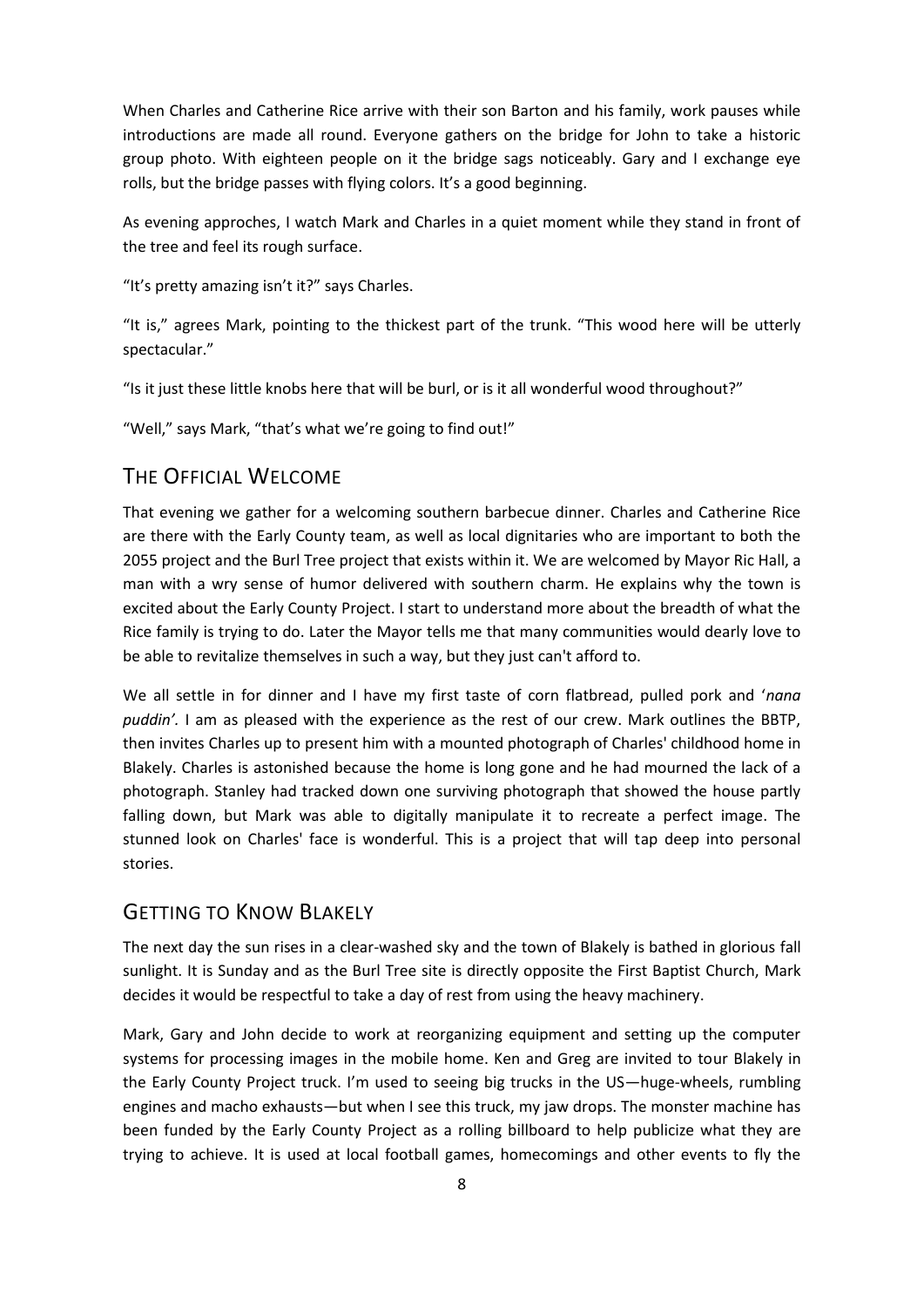When Charles and Catherine Rice arrive with their son Barton and his family, work pauses while introductions are made all round. Everyone gathers on the bridge for John to take a historic group photo. With eighteen people on it the bridge sags noticeably. Gary and I exchange eye rolls, but the bridge passes with flying colors. It's a good beginning.

As evening approches, I watch Mark and Charles in a quiet moment while they stand in front of the tree and feel its rough surface.

"It's pretty amazing isn't it?" says Charles.

"It is," agrees Mark, pointing to the thickest part of the trunk. "This wood here will be utterly spectacular."

"Is it just these little knobs here that will be burl, or is it all wonderful wood throughout?"

"Well," says Mark, "that's what we're going to find out!"

## The Official Welcome

That evening we gather for a welcoming southern barbecue dinner. Charles and Catherine Rice are there with the Early County team, as well as local dignitaries who are important to both the 2055 project and the Burl Tree project that exists within it. We are welcomed by Mayor Ric Hall, a man with a wry sense of humor delivered with southern charm. He explains why the town is excited about the Early County Project. I start to understand more about the breadth of what the Rice family is trying to do. Later the Mayor tells me that many communities would dearly love to be able to revitalize themselves in such a way, but they just can't afford to.

We all settle in for dinner and I have my first taste of corn flatbread, pulled pork and '*nana puddin'*. I am as pleased with the experience as the rest of our crew. Mark outlines the BBTP, then invites Charles up to present him with a mounted photograph of Charles' childhood home in Blakely. Charles is astonished because the home is long gone and he had mourned the lack of a photograph. Stanley had tracked down one surviving photograph that showed the house partly falling down, but Mark was able to digitally manipulate it to recreate a perfect image. The stunned look on Charles' face is wonderful. This is a project that will tap deep into personal stories.

## Getting to Know Blakely

The next day the sun rises in a clear-washed sky and the town of Blakely is bathed in glorious fall sunlight. It is Sunday and as the Burl Tree site is directly opposite the First Baptist Church, Mark decides it would be respectful to take a day of rest from using the heavy machinery.

Mark, Gary and John decide to work at reorganizing equipment and setting up the computer systems for processing images in the mobile home. Ken and Greg are invited to tour Blakely in the Early County Project truck. I'm used to seeing big trucks in the US—huge-wheels, rumbling engines and macho exhausts—but when I see this truck, my jaw drops. The monster machine has been funded by the Early County Project as a rolling billboard to help publicize what they are trying to achieve. It is used at local football games, homecomings and other events to fly the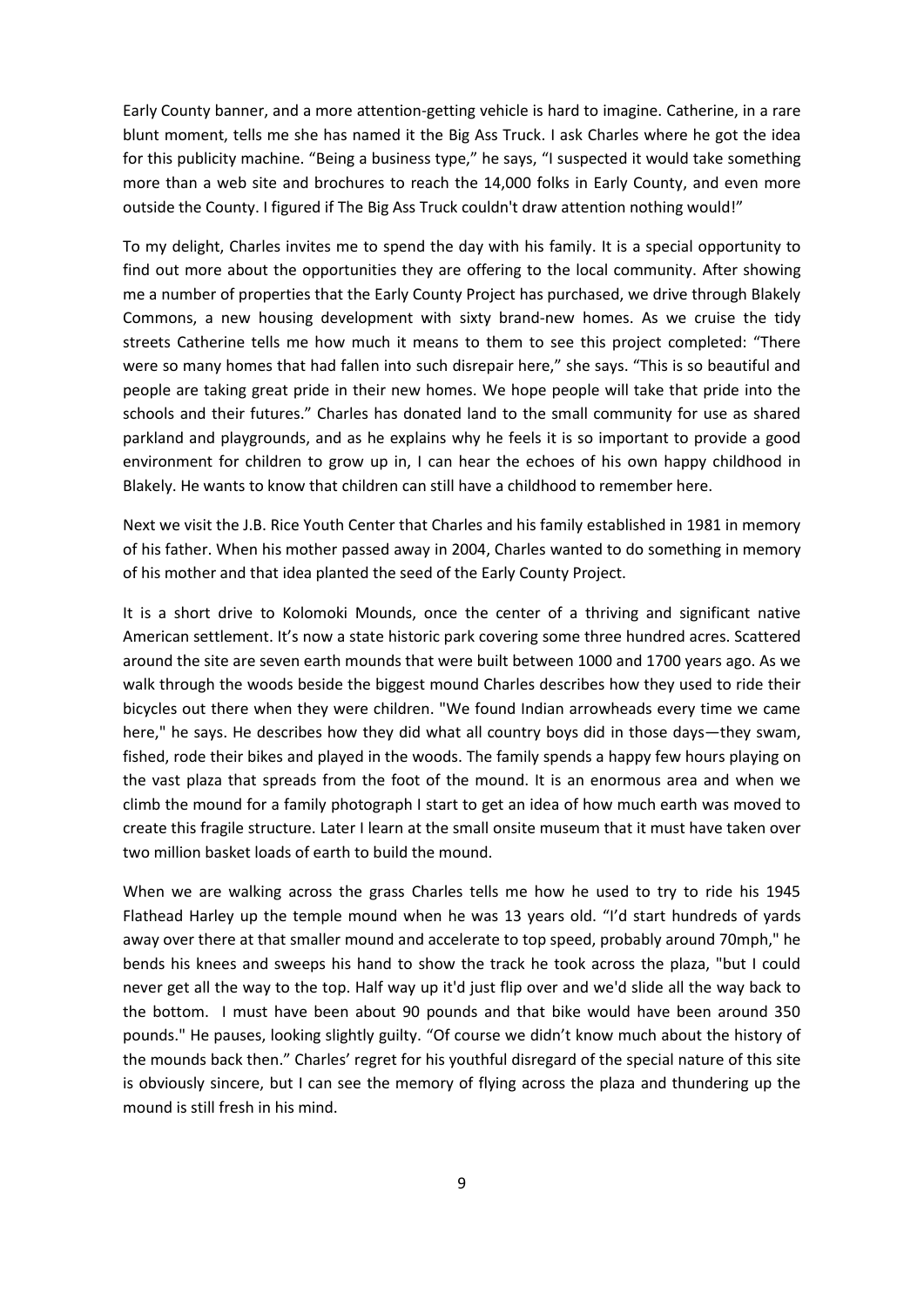Early County banner, and a more attention-getting vehicle is hard to imagine. Catherine, in a rare blunt moment, tells me she has named it the Big Ass Truck. I ask Charles where he got the idea for this publicity machine. “Being a business type,” he says, “I suspected it would take something more than a web site and brochures to reach the 14,000 folks in Early County, and even more outside the County. I figured if The Big Ass Truck couldn't draw attention nothing would!”

To my delight, Charles invites me to spend the day with his family. It is a special opportunity to find out more about the opportunities they are offering to the local community. After showing me a number of properties that the Early County Project has purchased, we drive through Blakely Commons, a new housing development with sixty brand-new homes. As we cruise the tidy streets Catherine tells me how much it means to them to see this project completed: “There were so many homes that had fallen into such disrepair here,” she says. “This is so beautiful and people are taking great pride in their new homes. We hope people will take that pride into the schools and their futures.” Charles has donated land to the small community for use as shared parkland and playgrounds, and as he explains why he feels it is so important to provide a good environment for children to grow up in, I can hear the echoes of his own happy childhood in Blakely. He wants to know that children can still have a childhood to remember here.

Next we visit the J.B. Rice Youth Center that Charles and his family established in 1981 in memory of his father. When his mother passed away in 2004, Charles wanted to do something in memory of his mother and that idea planted the seed of the Early County Project.

It is a short drive to Kolomoki Mounds, once the center of a thriving and significant native American settlement. It’s now a state historic park covering some three hundred acres. Scattered around the site are seven earth mounds that were built between 1000 and 1700 years ago. As we walk through the woods beside the biggest mound Charles describes how they used to ride their bicycles out there when they were children. "We found Indian arrowheads every time we came here," he says. He describes how they did what all country boys did in those days—they swam, fished, rode their bikes and played in the woods. The family spends a happy few hours playing on the vast plaza that spreads from the foot of the mound. It is an enormous area and when we climb the mound for a family photograph I start to get an idea of how much earth was moved to create this fragile structure. Later I learn at the small onsite museum that it must have taken over two million basket loads of earth to build the mound.

When we are walking across the grass Charles tells me how he used to try to ride his 1945 Flathead Harley up the temple mound when he was 13 years old. “I’d start hundreds of yards away over there at that smaller mound and accelerate to top speed, probably around 70mph," he bends his knees and sweeps his hand to show the track he took across the plaza, "but I could never get all the way to the top. Half way up it'd just flip over and we'd slide all the way back to the bottom. I must have been about 90 pounds and that bike would have been around 350 pounds." He pauses, looking slightly guilty. “Of course we didn’t know much about the history of the mounds back then.” Charles’ regret for his youthful disregard of the special nature of this site is obviously sincere, but I can see the memory of flying across the plaza and thundering up the mound is still fresh in his mind.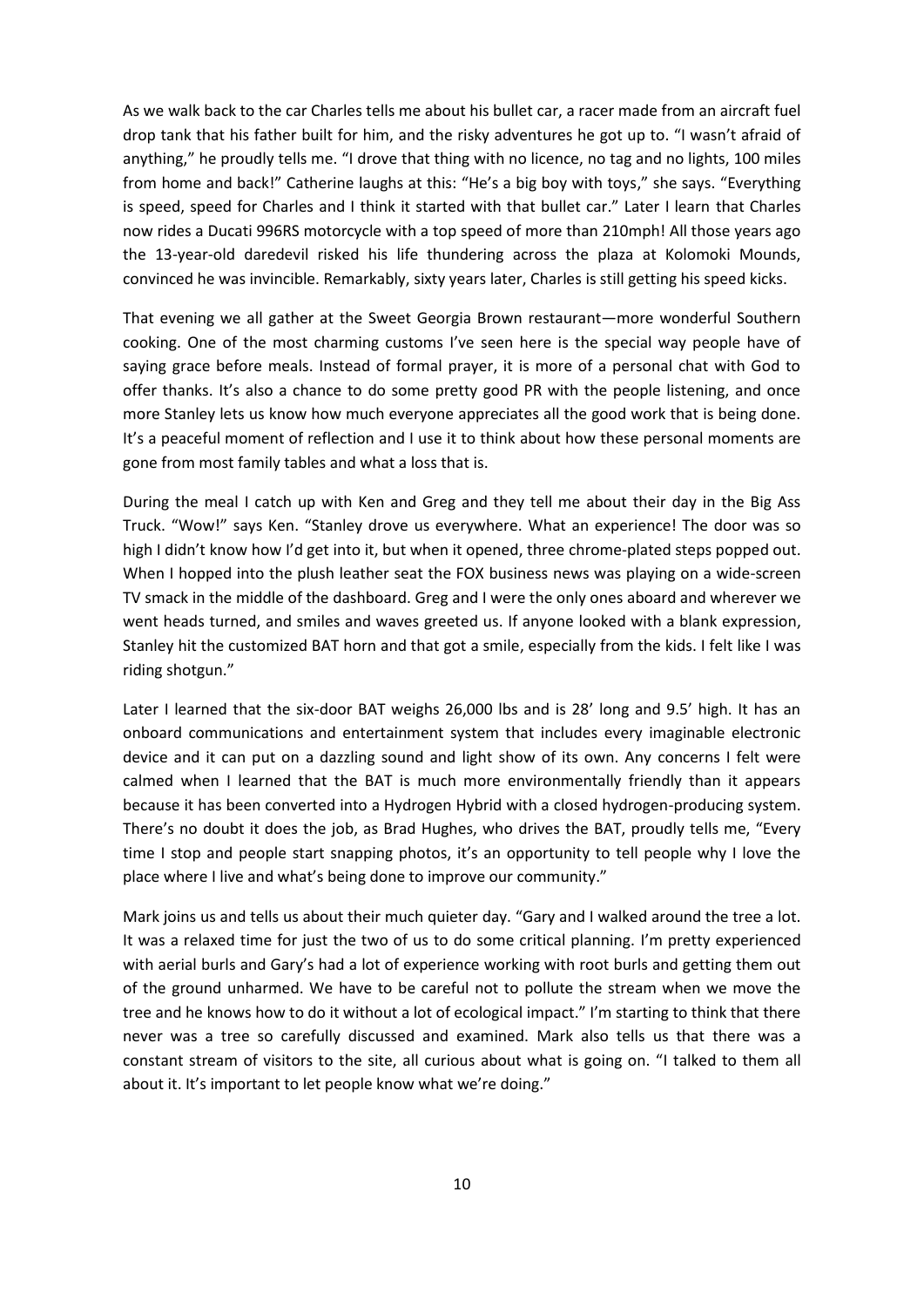As we walk back to the car Charles tells me about his bullet car, a racer made from an aircraft fuel drop tank that his father built for him, and the risky adventures he got up to. "I wasn't afraid of anything," he proudly tells me. "I drove that thing with no licence, no tag and no lights, 100 miles from home and back!" Catherine laughs at this: "He's a big boy with toys," she says. "Everything is speed, speed for Charles and I think it started with that bullet car." Later I learn that Charles now rides a Ducati 996RS motorcycle with a top speed of more than 210mph! All those years ago the 13-year-old daredevil risked his life thundering across the plaza at Kolomoki Mounds, convinced he was invincible. Remarkably, sixty years later, Charles is still getting his speed kicks.

That evening we all gather at the Sweet Georgia Brown restaurant—more wonderful Southern cooking. One of the most charming customs I've seen here is the special way people have of saying grace before meals. Instead of formal prayer, it is more of a personal chat with God to offer thanks. It's also a chance to do some pretty good PR with the people listening, and once more Stanley lets us know how much everyone appreciates all the good work that is being done. It's a peaceful moment of reflection and I use it to think about how these personal moments are gone from most family tables and what a loss that is.

During the meal I catch up with Ken and Greg and they tell me about their day in the Big Ass Truck. "Wow!" says Ken. "Stanley drove us everywhere. What an experience! The door was so high I didn't know how I'd get into it, but when it opened, three chrome-plated steps popped out. When I hopped into the plush leather seat the FOX business news was playing on a wide-screen TV smack in the middle of the dashboard. Greg and I were the only ones aboard and wherever we went heads turned, and smiles and waves greeted us. If anyone looked with a blank expression, Stanley hit the customized BAT horn and that got a smile, especially from the kids. I felt like I was riding shotgun."

Later I learned that the six-door BAT weighs 26,000 lbs and is 28' long and 9.5' high. It has an onboard communications and entertainment system that includes every imaginable electronic device and it can put on a dazzling sound and light show of its own. Any concerns I felt were calmed when I learned that the BAT is much more environmentally friendly than it appears because it has been converted into a Hydrogen Hybrid with a closed hydrogen-producing system. There's no doubt it does the job, as Brad Hughes, who drives the BAT, proudly tells me, "Every time I stop and people start snapping photos, it's an opportunity to tell people why I love the place where I live and what's being done to improve our community."

Mark joins us and tells us about their much quieter day. "Gary and I walked around the tree a lot. It was a relaxed time for just the two of us to do some critical planning. I'm pretty experienced with aerial burls and Gary's had a lot of experience working with root burls and getting them out of the ground unharmed. We have to be careful not to pollute the stream when we move the tree and he knows how to do it without a lot of ecological impact." I'm starting to think that there never was a tree so carefully discussed and examined. Mark also tells us that there was a constant stream of visitors to the site, all curious about what is going on. "I talked to them all about it. It's important to let people know what we're doing."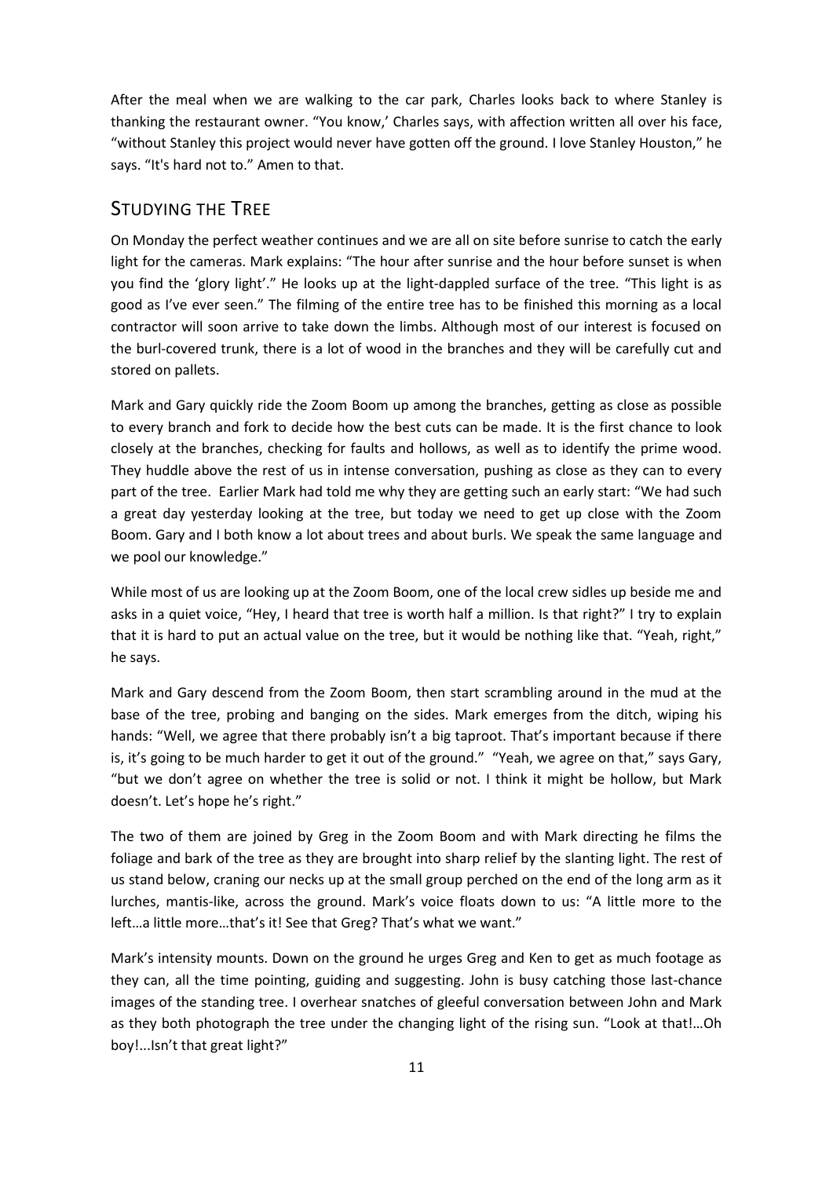After the meal when we are walking to the car park, Charles looks back to where Stanley is thanking the restaurant owner. "You know,' Charles says, with affection written all over his face, "without Stanley this project would never have gotten off the ground. I love Stanley Houston," he says. "It's hard not to." Amen to that.

## STUDYING THE TREE

On Monday the perfect weather continues and we are all on site before sunrise to catch the early light for the cameras. Mark explains: "The hour after sunrise and the hour before sunset is when you find the 'glory light'." He looks up at the light-dappled surface of the tree. "This light is as good as I've ever seen." The filming of the entire tree has to be finished this morning as a local contractor will soon arrive to take down the limbs. Although most of our interest is focused on the burl-covered trunk, there is a lot of wood in the branches and they will be carefully cut and stored on pallets.

Mark and Gary quickly ride the Zoom Boom up among the branches, getting as close as possible to every branch and fork to decide how the best cuts can be made. It is the first chance to look closely at the branches, checking for faults and hollows, as well as to identify the prime wood. They huddle above the rest of us in intense conversation, pushing as close as they can to every part of the tree. Earlier Mark had told me why they are getting such an early start: "We had such a great day yesterday looking at the tree, but today we need to get up close with the Zoom Boom. Gary and I both know a lot about trees and about burls. We speak the same language and we pool our knowledge."

While most of us are looking up at the Zoom Boom, one of the local crew sidles up beside me and asks in a quiet voice, "Hey, I heard that tree is worth half a million. Is that right?" I try to explain that it is hard to put an actual value on the tree, but it would be nothing like that. "Yeah, right," he says.

Mark and Gary descend from the Zoom Boom, then start scrambling around in the mud at the base of the tree, probing and banging on the sides. Mark emerges from the ditch, wiping his hands: "Well, we agree that there probably isn't a big taproot. That's important because if there is, it's going to be much harder to get it out of the ground." "Yeah, we agree on that," says Gary, "but we don't agree on whether the tree is solid or not. I think it might be hollow, but Mark doesn't. Let's hope he's right."

The two of them are joined by Greg in the Zoom Boom and with Mark directing he films the foliage and bark of the tree as they are brought into sharp relief by the slanting light. The rest of us stand below, craning our necks up at the small group perched on the end of the long arm as it lurches, mantis-like, across the ground. Mark's voice floats down to us: "A little more to the left…a little more…that's it! See that Greg? That's what we want."

Mark's intensity mounts. Down on the ground he urges Greg and Ken to get as much footage as they can, all the time pointing, guiding and suggesting. John is busy catching those last-chance images of the standing tree. I overhear snatches of gleeful conversation between John and Mark as they both photograph the tree under the changing light of the rising sun. "Look at that!…Oh boy!...Isn't that great light?"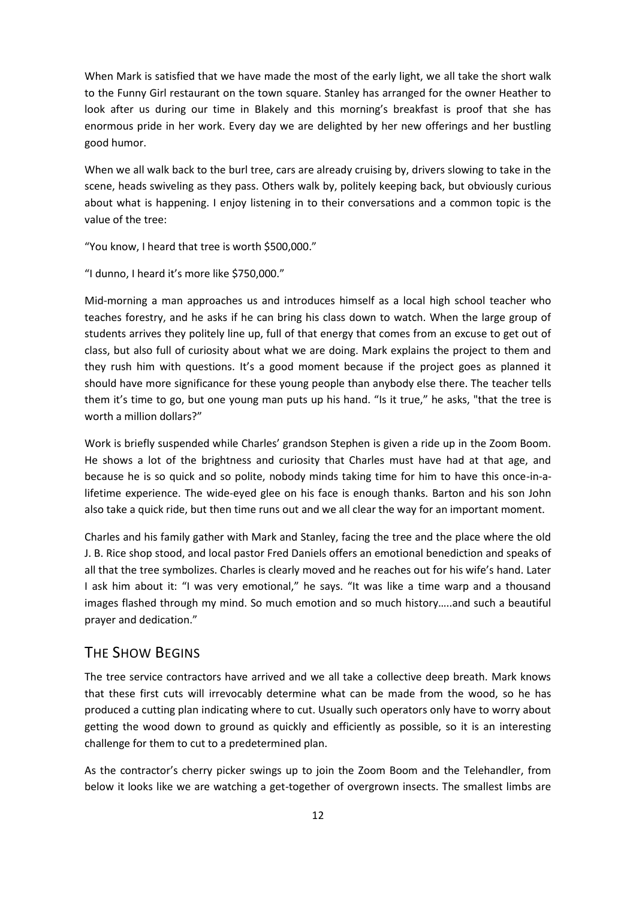When Mark is satisfied that we have made the most of the early light, we all take the short walk to the Funny Girl restaurant on the town square. Stanley has arranged for the owner Heather to look after us during our time in Blakely and this morning's breakfast is proof that she has enormous pride in her work. Every day we are delighted by her new offerings and her bustling good humor.

When we all walk back to the burl tree, cars are already cruising by, drivers slowing to take in the scene, heads swiveling as they pass. Others walk by, politely keeping back, but obviously curious about what is happening. I enjoy listening in to their conversations and a common topic is the value of the tree:

"You know, I heard that tree is worth $500,000."

"I dunno, I heard it's more like $750,000."

Mid-morning a man approaches us and introduces himself as a local high school teacher who teaches forestry, and he asks if he can bring his class down to watch. When the large group of students arrives they politely line up, full of that energy that comes from an excuse to get out of class, but also full of curiosity about what we are doing. Mark explains the project to them and they rush him with questions. It's a good moment because if the project goes as planned it should have more significance for these young people than anybody else there. The teacher tells them it's time to go, but one young man puts up his hand. "Is it true," he asks, "that the tree is worth a million dollars?"

Work is briefly suspended while Charles' grandson Stephen is given a ride up in the Zoom Boom. He shows a lot of the brightness and curiosity that Charles must have had at that age, and because he is so quick and so polite, nobody minds taking time for him to have this once-in-a-lifetime experience. The wide-eyed glee on his face is enough thanks. Barton and his son John also take a quick ride, but then time runs out and we all clear the way for an important moment.

Charles and his family gather with Mark and Stanley, facing the tree and the place where the old J. B. Rice shop stood, and local pastor Fred Daniels offers an emotional benediction and speaks of all that the tree symbolizes. Charles is clearly moved and he reaches out for his wife's hand. Later I ask him about it: "I was very emotional," he says. "It was like a time warp and a thousand images flashed through my mind. So much emotion and so much history…..and such a beautiful prayer and dedication."

## The Show Begins

The tree service contractors have arrived and we all take a collective deep breath. Mark knows that these first cuts will irrevocably determine what can be made from the wood, so he has produced a cutting plan indicating where to cut. Usually such operators only have to worry about getting the wood down to ground as quickly and efficiently as possible, so it is an interesting challenge for them to cut to a predetermined plan.

As the contractor's cherry picker swings up to join the Zoom Boom and the Telehandler, from below it looks like we are watching a get-together of overgrown insects. The smallest limbs are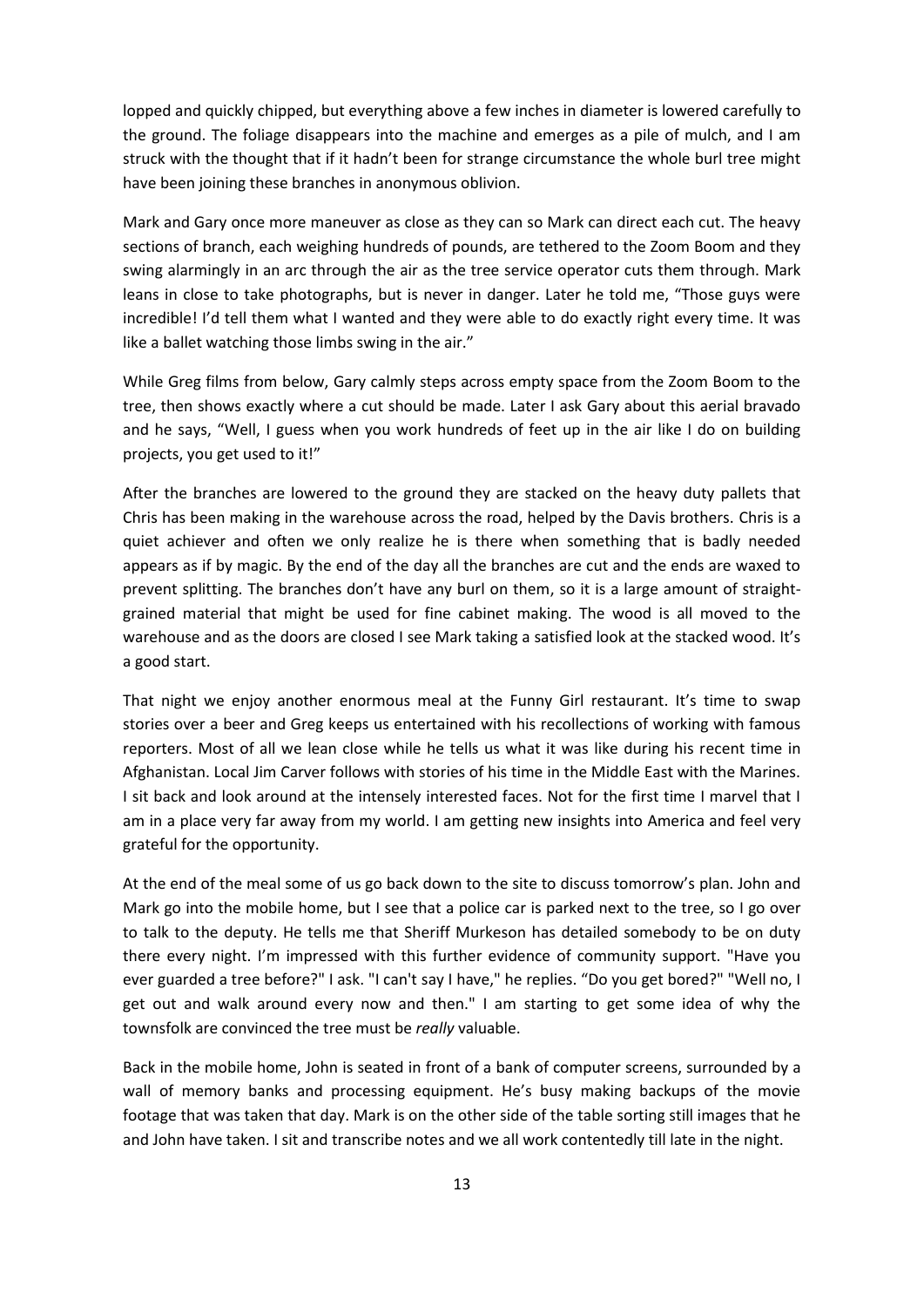lopped and quickly chipped, but everything above a few inches in diameter is lowered carefully to the ground. The foliage disappears into the machine and emerges as a pile of mulch, and I am struck with the thought that if it hadn't been for strange circumstance the whole burl tree might have been joining these branches in anonymous oblivion.

Mark and Gary once more maneuver as close as they can so Mark can direct each cut. The heavy sections of branch, each weighing hundreds of pounds, are tethered to the Zoom Boom and they swing alarmingly in an arc through the air as the tree service operator cuts them through. Mark leans in close to take photographs, but is never in danger. Later he told me, "Those guys were incredible! I'd tell them what I wanted and they were able to do exactly right every time. It was like a ballet watching those limbs swing in the air."

While Greg films from below, Gary calmly steps across empty space from the Zoom Boom to the tree, then shows exactly where a cut should be made. Later I ask Gary about this aerial bravado and he says, "Well, I guess when you work hundreds of feet up in the air like I do on building projects, you get used to it!"

After the branches are lowered to the ground they are stacked on the heavy duty pallets that Chris has been making in the warehouse across the road, helped by the Davis brothers. Chris is a quiet achiever and often we only realize he is there when something that is badly needed appears as if by magic. By the end of the day all the branches are cut and the ends are waxed to prevent splitting. The branches don't have any burl on them, so it is a large amount of straight-grained material that might be used for fine cabinet making. The wood is all moved to the warehouse and as the doors are closed I see Mark taking a satisfied look at the stacked wood. It's a good start.

That night we enjoy another enormous meal at the Funny Girl restaurant. It's time to swap stories over a beer and Greg keeps us entertained with his recollections of working with famous reporters. Most of all we lean close while he tells us what it was like during his recent time in Afghanistan. Local Jim Carver follows with stories of his time in the Middle East with the Marines. I sit back and look around at the intensely interested faces. Not for the first time I marvel that I am in a place very far away from my world. I am getting new insights into America and feel very grateful for the opportunity.

At the end of the meal some of us go back down to the site to discuss tomorrow's plan. John and Mark go into the mobile home, but I see that a police car is parked next to the tree, so I go over to talk to the deputy. He tells me that Sheriff Murkeson has detailed somebody to be on duty there every night. I'm impressed with this further evidence of community support. "Have you ever guarded a tree before?" I ask. "I can't say I have," he replies. "Do you get bored?" "Well no, I get out and walk around every now and then." I am starting to get some idea of why the townsfolk are convinced the tree must be *really* valuable.

Back in the mobile home, John is seated in front of a bank of computer screens, surrounded by a wall of memory banks and processing equipment. He's busy making backups of the movie footage that was taken that day. Mark is on the other side of the table sorting still images that he and John have taken. I sit and transcribe notes and we all work contentedly till late in the night.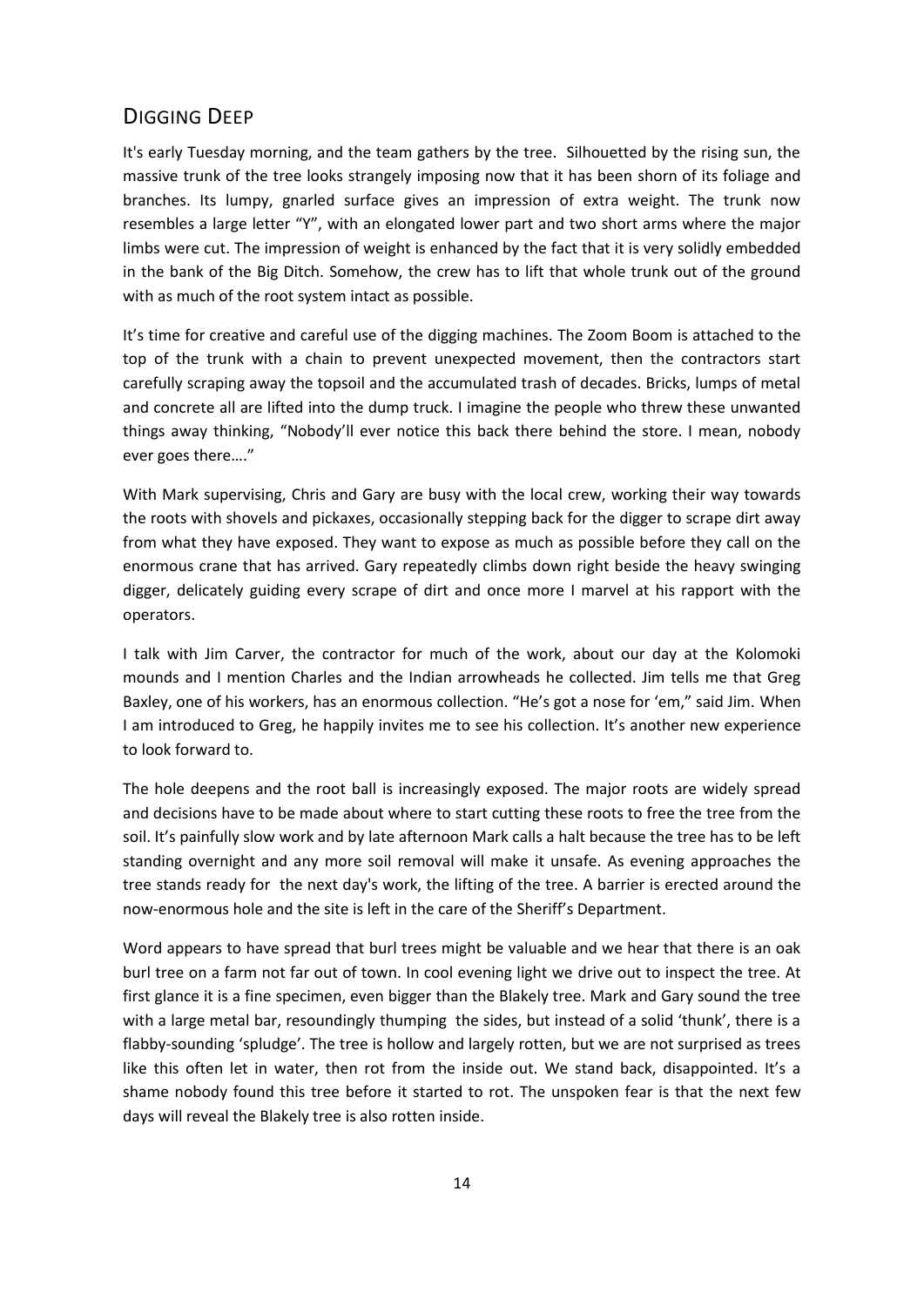## Digging Deep

It's early Tuesday morning, and the team gathers by the tree. Silhouetted by the rising sun, the massive trunk of the tree looks strangely imposing now that it has been shorn of its foliage and branches. Its lumpy, gnarled surface gives an impression of extra weight. The trunk now resembles a large letter "Y", with an elongated lower part and two short arms where the major limbs were cut. The impression of weight is enhanced by the fact that it is very solidly embedded in the bank of the Big Ditch. Somehow, the crew has to lift that whole trunk out of the ground with as much of the root system intact as possible.

It's time for creative and careful use of the digging machines. The Zoom Boom is attached to the top of the trunk with a chain to prevent unexpected movement, then the contractors start carefully scraping away the topsoil and the accumulated trash of decades. Bricks, lumps of metal and concrete all are lifted into the dump truck. I imagine the people who threw these unwanted things away thinking, "Nobody'll ever notice this back there behind the store. I mean, nobody ever goes there…."

With Mark supervising, Chris and Gary are busy with the local crew, working their way towards the roots with shovels and pickaxes, occasionally stepping back for the digger to scrape dirt away from what they have exposed. They want to expose as much as possible before they call on the enormous crane that has arrived. Gary repeatedly climbs down right beside the heavy swinging digger, delicately guiding every scrape of dirt and once more I marvel at his rapport with the operators.

I talk with Jim Carver, the contractor for much of the work, about our day at the Kolomoki mounds and I mention Charles and the Indian arrowheads he collected. Jim tells me that Greg Baxley, one of his workers, has an enormous collection. "He's got a nose for 'em," said Jim. When I am introduced to Greg, he happily invites me to see his collection. It's another new experience to look forward to.

The hole deepens and the root ball is increasingly exposed. The major roots are widely spread and decisions have to be made about where to start cutting these roots to free the tree from the soil. It's painfully slow work and by late afternoon Mark calls a halt because the tree has to be left standing overnight and any more soil removal will make it unsafe. As evening approaches the tree stands ready for the next day's work, the lifting of the tree. A barrier is erected around the now-enormous hole and the site is left in the care of the Sheriff's Department.

Word appears to have spread that burl trees might be valuable and we hear that there is an oak burl tree on a farm not far out of town. In cool evening light we drive out to inspect the tree. At first glance it is a fine specimen, even bigger than the Blakely tree. Mark and Gary sound the tree with a large metal bar, resoundingly thumping the sides, but instead of a solid 'thunk', there is a flabby-sounding 'spludge'. The tree is hollow and largely rotten, but we are not surprised as trees like this often let in water, then rot from the inside out. We stand back, disappointed. It's a shame nobody found this tree before it started to rot. The unspoken fear is that the next few days will reveal the Blakely tree is also rotten inside.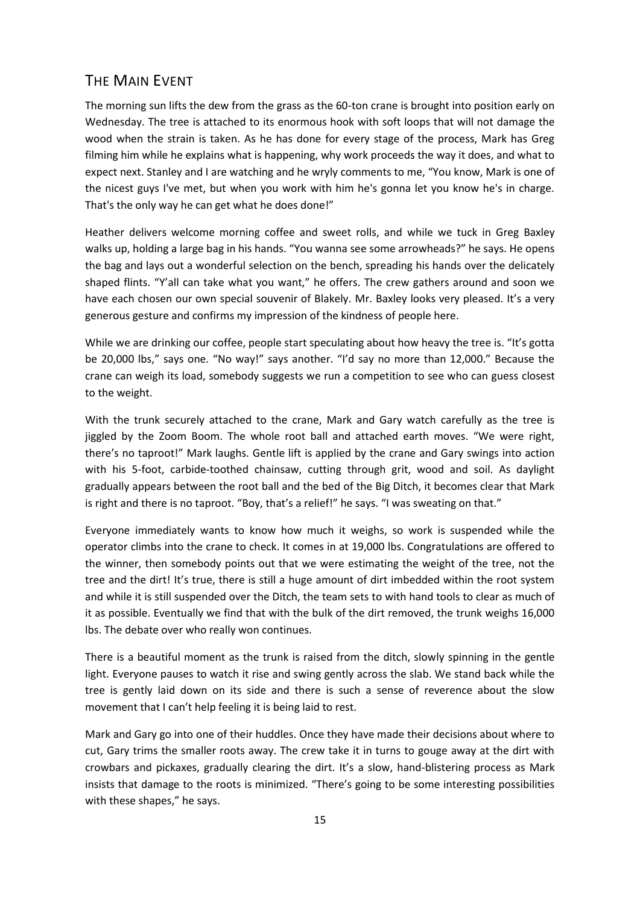## The Main Event

The morning sun lifts the dew from the grass as the 60-ton crane is brought into position early on Wednesday. The tree is attached to its enormous hook with soft loops that will not damage the wood when the strain is taken. As he has done for every stage of the process, Mark has Greg filming him while he explains what is happening, why work proceeds the way it does, and what to expect next. Stanley and I are watching and he wryly comments to me, "You know, Mark is one of the nicest guys I've met, but when you work with him he's gonna let you know he's in charge. That's the only way he can get what he does done!"

Heather delivers welcome morning coffee and sweet rolls, and while we tuck in Greg Baxley walks up, holding a large bag in his hands. "You wanna see some arrowheads?" he says. He opens the bag and lays out a wonderful selection on the bench, spreading his hands over the delicately shaped flints. "Y'all can take what you want," he offers. The crew gathers around and soon we have each chosen our own special souvenir of Blakely. Mr. Baxley looks very pleased. It's a very generous gesture and confirms my impression of the kindness of people here.

While we are drinking our coffee, people start speculating about how heavy the tree is. "It's gotta be 20,000 lbs," says one. "No way!" says another. "I'd say no more than 12,000." Because the crane can weigh its load, somebody suggests we run a competition to see who can guess closest to the weight.

With the trunk securely attached to the crane, Mark and Gary watch carefully as the tree is jiggled by the Zoom Boom. The whole root ball and attached earth moves. "We were right, there's no taproot!" Mark laughs. Gentle lift is applied by the crane and Gary swings into action with his 5-foot, carbide-toothed chainsaw, cutting through grit, wood and soil. As daylight gradually appears between the root ball and the bed of the Big Ditch, it becomes clear that Mark is right and there is no taproot. "Boy, that's a relief!" he says. "I was sweating on that."

Everyone immediately wants to know how much it weighs, so work is suspended while the operator climbs into the crane to check. It comes in at 19,000 lbs. Congratulations are offered to the winner, then somebody points out that we were estimating the weight of the tree, not the tree and the dirt! It's true, there is still a huge amount of dirt imbedded within the root system and while it is still suspended over the Ditch, the team sets to with hand tools to clear as much of it as possible. Eventually we find that with the bulk of the dirt removed, the trunk weighs 16,000 lbs. The debate over who really won continues.

There is a beautiful moment as the trunk is raised from the ditch, slowly spinning in the gentle light. Everyone pauses to watch it rise and swing gently across the slab. We stand back while the tree is gently laid down on its side and there is such a sense of reverence about the slow movement that I can't help feeling it is being laid to rest.

Mark and Gary go into one of their huddles. Once they have made their decisions about where to cut, Gary trims the smaller roots away. The crew take it in turns to gouge away at the dirt with crowbars and pickaxes, gradually clearing the dirt. It's a slow, hand-blistering process as Mark insists that damage to the roots is minimized. "There's going to be some interesting possibilities with these shapes," he says.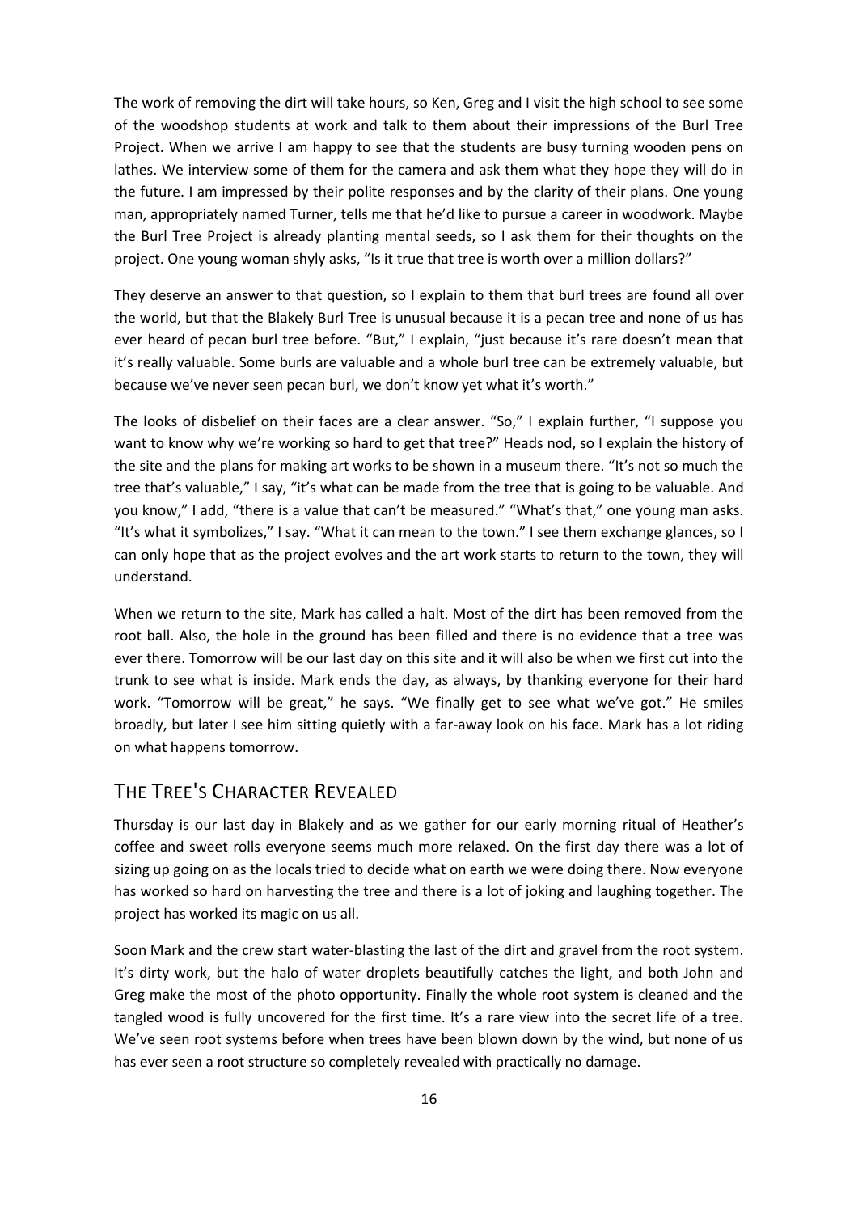The work of removing the dirt will take hours, so Ken, Greg and I visit the high school to see some of the woodshop students at work and talk to them about their impressions of the Burl Tree Project. When we arrive I am happy to see that the students are busy turning wooden pens on lathes. We interview some of them for the camera and ask them what they hope they will do in the future. I am impressed by their polite responses and by the clarity of their plans. One young man, appropriately named Turner, tells me that he'd like to pursue a career in woodwork. Maybe the Burl Tree Project is already planting mental seeds, so I ask them for their thoughts on the project. One young woman shyly asks, "Is it true that tree is worth over a million dollars?"

They deserve an answer to that question, so I explain to them that burl trees are found all over the world, but that the Blakely Burl Tree is unusual because it is a pecan tree and none of us has ever heard of pecan burl tree before. "But," I explain, "just because it's rare doesn't mean that it's really valuable. Some burls are valuable and a whole burl tree can be extremely valuable, but because we've never seen pecan burl, we don't know yet what it's worth."

The looks of disbelief on their faces are a clear answer. "So," I explain further, "I suppose you want to know why we're working so hard to get that tree?" Heads nod, so I explain the history of the site and the plans for making art works to be shown in a museum there. "It's not so much the tree that's valuable," I say, "it's what can be made from the tree that is going to be valuable. And you know," I add, "there is a value that can't be measured." "What's that," one young man asks. "It's what it symbolizes," I say. "What it can mean to the town." I see them exchange glances, so I can only hope that as the project evolves and the art work starts to return to the town, they will understand.

When we return to the site, Mark has called a halt. Most of the dirt has been removed from the root ball. Also, the hole in the ground has been filled and there is no evidence that a tree was ever there. Tomorrow will be our last day on this site and it will also be when we first cut into the trunk to see what is inside. Mark ends the day, as always, by thanking everyone for their hard work. "Tomorrow will be great," he says. "We finally get to see what we've got." He smiles broadly, but later I see him sitting quietly with a far-away look on his face. Mark has a lot riding on what happens tomorrow.

## The Tree's Character Revealed

Thursday is our last day in Blakely and as we gather for our early morning ritual of Heather's coffee and sweet rolls everyone seems much more relaxed. On the first day there was a lot of sizing up going on as the locals tried to decide what on earth we were doing there. Now everyone has worked so hard on harvesting the tree and there is a lot of joking and laughing together. The project has worked its magic on us all.

Soon Mark and the crew start water-blasting the last of the dirt and gravel from the root system. It's dirty work, but the halo of water droplets beautifully catches the light, and both John and Greg make the most of the photo opportunity. Finally the whole root system is cleaned and the tangled wood is fully uncovered for the first time. It's a rare view into the secret life of a tree. We've seen root systems before when trees have been blown down by the wind, but none of us has ever seen a root structure so completely revealed with practically no damage.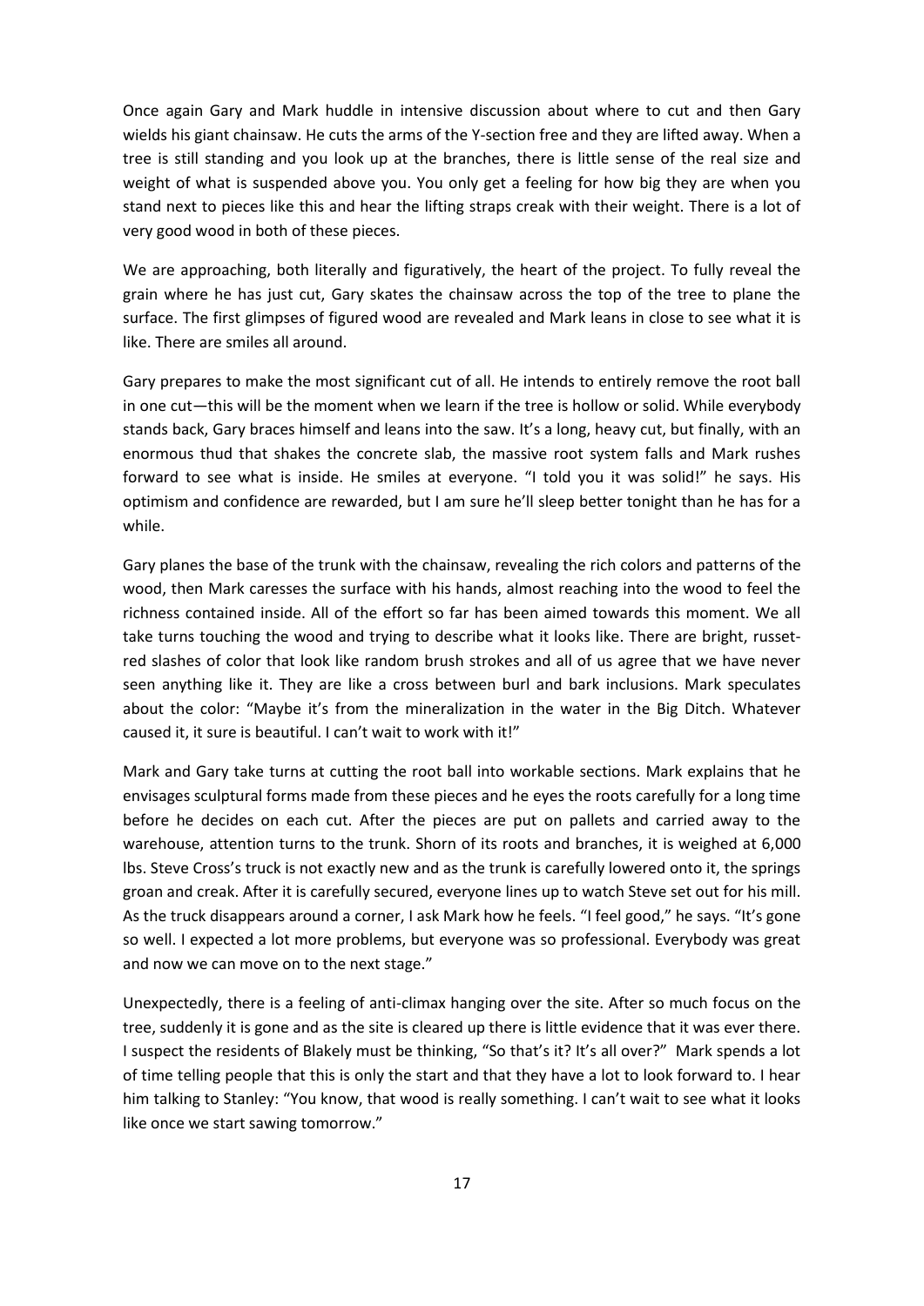Once again Gary and Mark huddle in intensive discussion about where to cut and then Gary wields his giant chainsaw. He cuts the arms of the Y-section free and they are lifted away. When a tree is still standing and you look up at the branches, there is little sense of the real size and weight of what is suspended above you. You only get a feeling for how big they are when you stand next to pieces like this and hear the lifting straps creak with their weight. There is a lot of very good wood in both of these pieces.

We are approaching, both literally and figuratively, the heart of the project. To fully reveal the grain where he has just cut, Gary skates the chainsaw across the top of the tree to plane the surface. The first glimpses of figured wood are revealed and Mark leans in close to see what it is like. There are smiles all around.

Gary prepares to make the most significant cut of all. He intends to entirely remove the root ball in one cut—this will be the moment when we learn if the tree is hollow or solid. While everybody stands back, Gary braces himself and leans into the saw. It's a long, heavy cut, but finally, with an enormous thud that shakes the concrete slab, the massive root system falls and Mark rushes forward to see what is inside. He smiles at everyone. "I told you it was solid!" he says. His optimism and confidence are rewarded, but I am sure he'll sleep better tonight than he has for a while.

Gary planes the base of the trunk with the chainsaw, revealing the rich colors and patterns of the wood, then Mark caresses the surface with his hands, almost reaching into the wood to feel the richness contained inside. All of the effort so far has been aimed towards this moment. We all take turns touching the wood and trying to describe what it looks like. There are bright, russet-red slashes of color that look like random brush strokes and all of us agree that we have never seen anything like it. They are like a cross between burl and bark inclusions. Mark speculates about the color: "Maybe it's from the mineralization in the water in the Big Ditch. Whatever caused it, it sure is beautiful. I can't wait to work with it!"

Mark and Gary take turns at cutting the root ball into workable sections. Mark explains that he envisages sculptural forms made from these pieces and he eyes the roots carefully for a long time before he decides on each cut. After the pieces are put on pallets and carried away to the warehouse, attention turns to the trunk. Shorn of its roots and branches, it is weighed at 6,000 lbs. Steve Cross's truck is not exactly new and as the trunk is carefully lowered onto it, the springs groan and creak. After it is carefully secured, everyone lines up to watch Steve set out for his mill. As the truck disappears around a corner, I ask Mark how he feels. "I feel good," he says. "It's gone so well. I expected a lot more problems, but everyone was so professional. Everybody was great and now we can move on to the next stage."

Unexpectedly, there is a feeling of anti-climax hanging over the site. After so much focus on the tree, suddenly it is gone and as the site is cleared up there is little evidence that it was ever there. I suspect the residents of Blakely must be thinking, "So that's it? It's all over?" Mark spends a lot of time telling people that this is only the start and that they have a lot to look forward to. I hear him talking to Stanley: "You know, that wood is really something. I can't wait to see what it looks like once we start sawing tomorrow."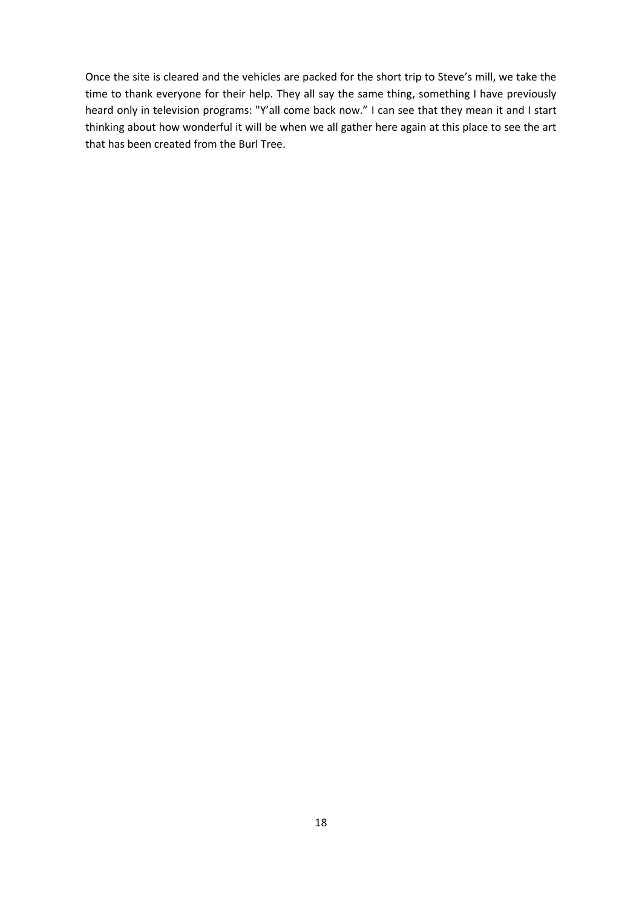Once the site is cleared and the vehicles are packed for the short trip to Steve's mill, we take the time to thank everyone for their help. They all say the same thing, something I have previously heard only in television programs: "Y'all come back now." I can see that they mean it and I start thinking about how wonderful it will be when we all gather here again at this place to see the art that has been created from the Burl Tree.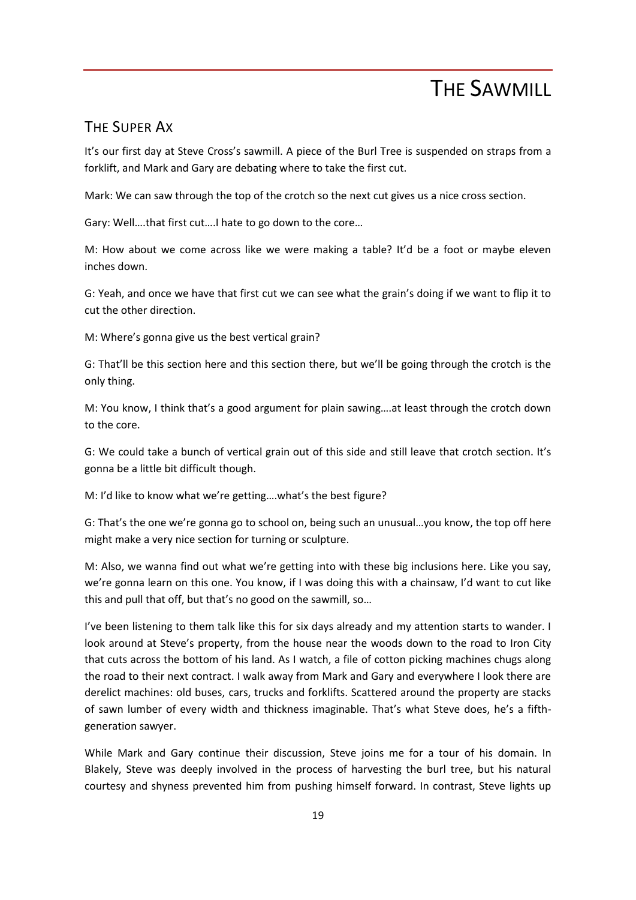# The Sawmill

## The Super Ax

It's our first day at Steve Cross's sawmill. A piece of the Burl Tree is suspended on straps from a forklift, and Mark and Gary are debating where to take the first cut.

Mark: We can saw through the top of the crotch so the next cut gives us a nice cross section.

Gary: Well….that first cut….I hate to go down to the core…

M: How about we come across like we were making a table? It'd be a foot or maybe eleven inches down.

G: Yeah, and once we have that first cut we can see what the grain's doing if we want to flip it to cut the other direction.

M: Where's gonna give us the best vertical grain?

G: That'll be this section here and this section there, but we'll be going through the crotch is the only thing.

M: You know, I think that's a good argument for plain sawing….at least through the crotch down to the core.

G: We could take a bunch of vertical grain out of this side and still leave that crotch section. It's gonna be a little bit difficult though.

M: I'd like to know what we're getting….what's the best figure?

G: That's the one we're gonna go to school on, being such an unusual…you know, the top off here might make a very nice section for turning or sculpture.

M: Also, we wanna find out what we're getting into with these big inclusions here. Like you say, we're gonna learn on this one. You know, if I was doing this with a chainsaw, I'd want to cut like this and pull that off, but that's no good on the sawmill, so…

I've been listening to them talk like this for six days already and my attention starts to wander. I look around at Steve's property, from the house near the woods down to the road to Iron City that cuts across the bottom of his land. As I watch, a file of cotton picking machines chugs along the road to their next contract. I walk away from Mark and Gary and everywhere I look there are derelict machines: old buses, cars, trucks and forklifts. Scattered around the property are stacks of sawn lumber of every width and thickness imaginable. That's what Steve does, he's a fifth-generation sawyer.

While Mark and Gary continue their discussion, Steve joins me for a tour of his domain. In Blakely, Steve was deeply involved in the process of harvesting the burl tree, but his natural courtesy and shyness prevented him from pushing himself forward. In contrast, Steve lights up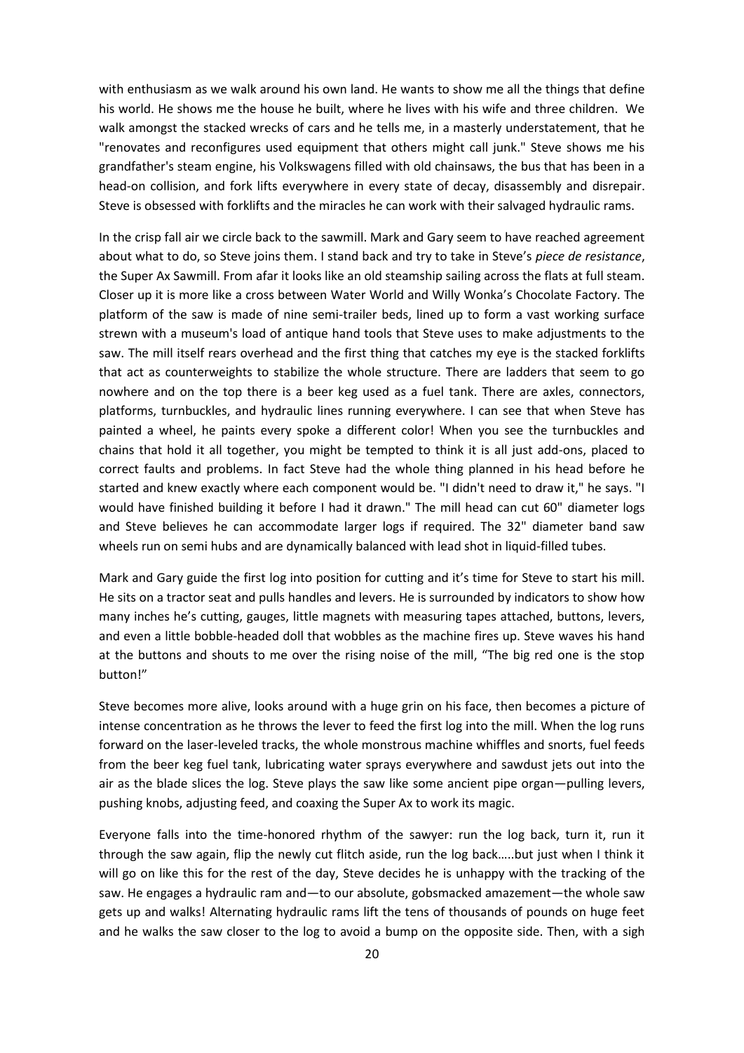with enthusiasm as we walk around his own land. He wants to show me all the things that define his world. He shows me the house he built, where he lives with his wife and three children. We walk amongst the stacked wrecks of cars and he tells me, in a masterly understatement, that he "renovates and reconfigures used equipment that others might call junk." Steve shows me his grandfather's steam engine, his Volkswagens filled with old chainsaws, the bus that has been in a head-on collision, and fork lifts everywhere in every state of decay, disassembly and disrepair. Steve is obsessed with forklifts and the miracles he can work with their salvaged hydraulic rams.

In the crisp fall air we circle back to the sawmill. Mark and Gary seem to have reached agreement about what to do, so Steve joins them. I stand back and try to take in Steve's *piece de resistance*, the Super Ax Sawmill. From afar it looks like an old steamship sailing across the flats at full steam. Closer up it is more like a cross between Water World and Willy Wonka's Chocolate Factory. The platform of the saw is made of nine semi-trailer beds, lined up to form a vast working surface strewn with a museum's load of antique hand tools that Steve uses to make adjustments to the saw. The mill itself rears overhead and the first thing that catches my eye is the stacked forklifts that act as counterweights to stabilize the whole structure. There are ladders that seem to go nowhere and on the top there is a beer keg used as a fuel tank. There are axles, connectors, platforms, turnbuckles, and hydraulic lines running everywhere. I can see that when Steve has painted a wheel, he paints every spoke a different color! When you see the turnbuckles and chains that hold it all together, you might be tempted to think it is all just add-ons, placed to correct faults and problems. In fact Steve had the whole thing planned in his head before he started and knew exactly where each component would be. "I didn't need to draw it," he says. "I would have finished building it before I had it drawn." The mill head can cut 60" diameter logs and Steve believes he can accommodate larger logs if required. The 32" diameter band saw wheels run on semi hubs and are dynamically balanced with lead shot in liquid-filled tubes.

Mark and Gary guide the first log into position for cutting and it's time for Steve to start his mill. He sits on a tractor seat and pulls handles and levers. He is surrounded by indicators to show how many inches he's cutting, gauges, little magnets with measuring tapes attached, buttons, levers, and even a little bobble-headed doll that wobbles as the machine fires up. Steve waves his hand at the buttons and shouts to me over the rising noise of the mill, "The big red one is the stop button!"

Steve becomes more alive, looks around with a huge grin on his face, then becomes a picture of intense concentration as he throws the lever to feed the first log into the mill. When the log runs forward on the laser-leveled tracks, the whole monstrous machine whiffles and snorts, fuel feeds from the beer keg fuel tank, lubricating water sprays everywhere and sawdust jets out into the air as the blade slices the log. Steve plays the saw like some ancient pipe organ—pulling levers, pushing knobs, adjusting feed, and coaxing the Super Ax to work its magic.

Everyone falls into the time-honored rhythm of the sawyer: run the log back, turn it, run it through the saw again, flip the newly cut flitch aside, run the log back.....but just when I think it will go on like this for the rest of the day, Steve decides he is unhappy with the tracking of the saw. He engages a hydraulic ram and—to our absolute, gobsmacked amazement—the whole saw gets up and walks! Alternating hydraulic rams lift the tens of thousands of pounds on huge feet and he walks the saw closer to the log to avoid a bump on the opposite side. Then, with a sigh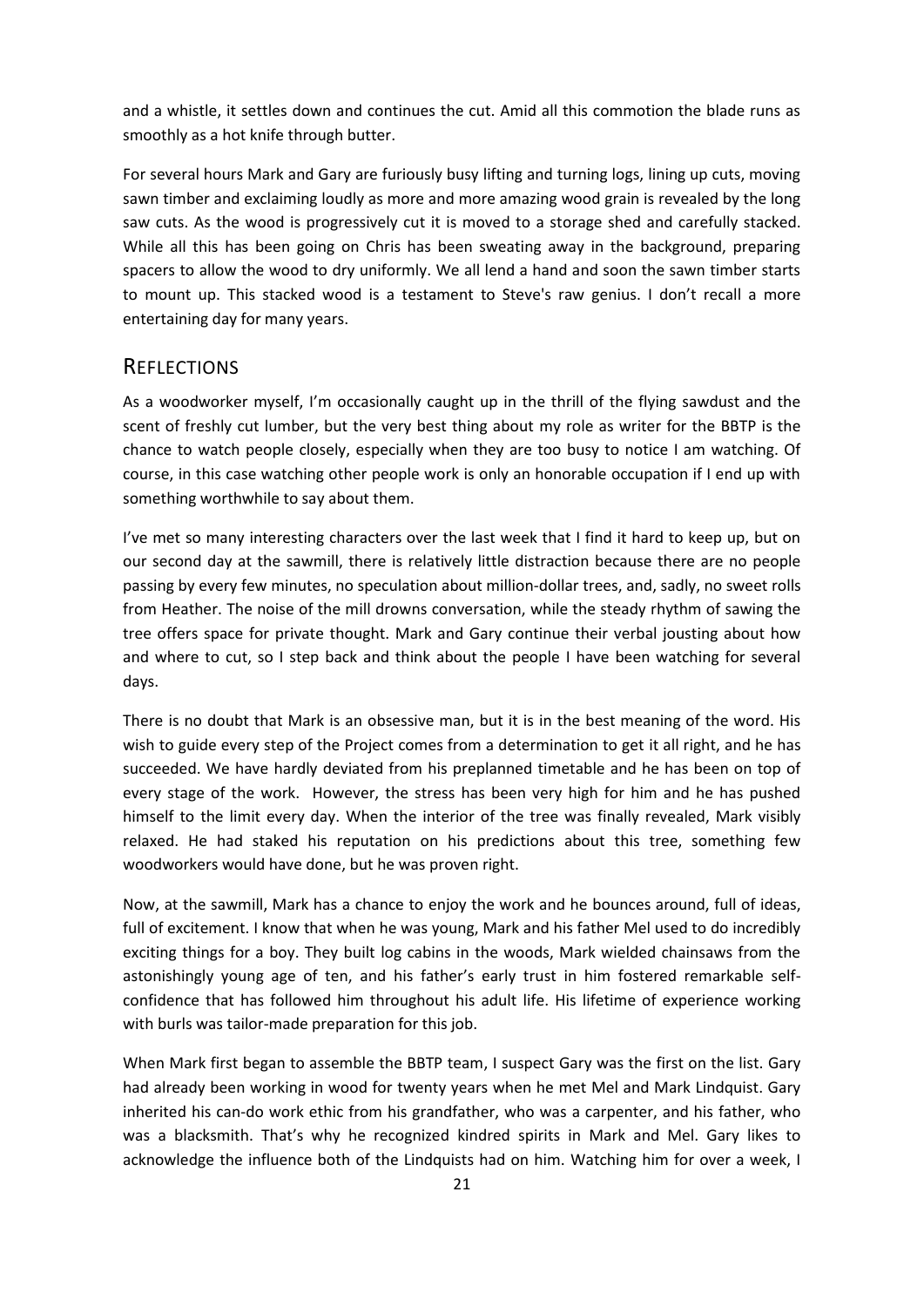and a whistle, it settles down and continues the cut. Amid all this commotion the blade runs as smoothly as a hot knife through butter.

For several hours Mark and Gary are furiously busy lifting and turning logs, lining up cuts, moving sawn timber and exclaiming loudly as more and more amazing wood grain is revealed by the long saw cuts. As the wood is progressively cut it is moved to a storage shed and carefully stacked. While all this has been going on Chris has been sweating away in the background, preparing spacers to allow the wood to dry uniformly. We all lend a hand and soon the sawn timber starts to mount up. This stacked wood is a testament to Steve's raw genius. I don't recall a more entertaining day for many years.

## REFLECTIONS

As a woodworker myself, I'm occasionally caught up in the thrill of the flying sawdust and the scent of freshly cut lumber, but the very best thing about my role as writer for the BBTP is the chance to watch people closely, especially when they are too busy to notice I am watching. Of course, in this case watching other people work is only an honorable occupation if I end up with something worthwhile to say about them.

I've met so many interesting characters over the last week that I find it hard to keep up, but on our second day at the sawmill, there is relatively little distraction because there are no people passing by every few minutes, no speculation about million-dollar trees, and, sadly, no sweet rolls from Heather. The noise of the mill drowns conversation, while the steady rhythm of sawing the tree offers space for private thought. Mark and Gary continue their verbal jousting about how and where to cut, so I step back and think about the people I have been watching for several days.

There is no doubt that Mark is an obsessive man, but it is in the best meaning of the word. His wish to guide every step of the Project comes from a determination to get it all right, and he has succeeded. We have hardly deviated from his preplanned timetable and he has been on top of every stage of the work. However, the stress has been very high for him and he has pushed himself to the limit every day. When the interior of the tree was finally revealed, Mark visibly relaxed. He had staked his reputation on his predictions about this tree, something few woodworkers would have done, but he was proven right.

Now, at the sawmill, Mark has a chance to enjoy the work and he bounces around, full of ideas, full of excitement. I know that when he was young, Mark and his father Mel used to do incredibly exciting things for a boy. They built log cabins in the woods, Mark wielded chainsaws from the astonishingly young age of ten, and his father's early trust in him fostered remarkable self-confidence that has followed him throughout his adult life. His lifetime of experience working with burls was tailor-made preparation for this job.

When Mark first began to assemble the BBTP team, I suspect Gary was the first on the list. Gary had already been working in wood for twenty years when he met Mel and Mark Lindquist. Gary inherited his can-do work ethic from his grandfather, who was a carpenter, and his father, who was a blacksmith. That's why he recognized kindred spirits in Mark and Mel. Gary likes to acknowledge the influence both of the Lindquists had on him. Watching him for over a week, I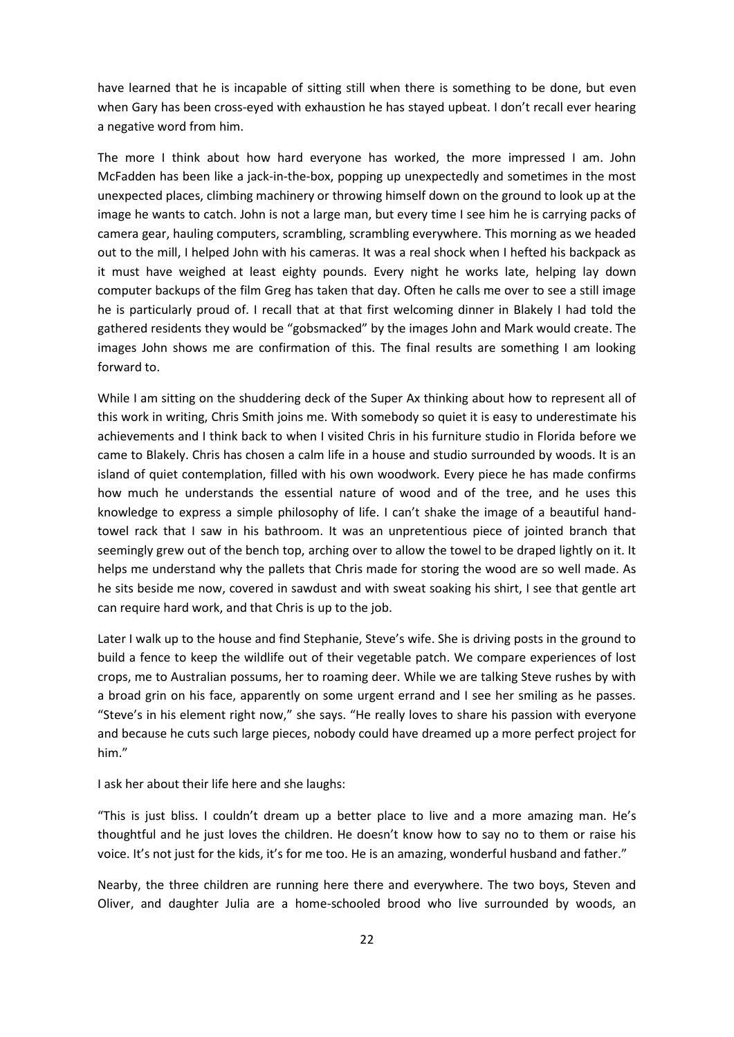have learned that he is incapable of sitting still when there is something to be done, but even when Gary has been cross-eyed with exhaustion he has stayed upbeat. I don't recall ever hearing a negative word from him.

The more I think about how hard everyone has worked, the more impressed I am. John McFadden has been like a jack-in-the-box, popping up unexpectedly and sometimes in the most unexpected places, climbing machinery or throwing himself down on the ground to look up at the image he wants to catch. John is not a large man, but every time I see him he is carrying packs of camera gear, hauling computers, scrambling, scrambling everywhere. This morning as we headed out to the mill, I helped John with his cameras. It was a real shock when I hefted his backpack as it must have weighed at least eighty pounds. Every night he works late, helping lay down computer backups of the film Greg has taken that day. Often he calls me over to see a still image he is particularly proud of. I recall that at that first welcoming dinner in Blakely I had told the gathered residents they would be "gobsmacked" by the images John and Mark would create. The images John shows me are confirmation of this. The final results are something I am looking forward to.

While I am sitting on the shuddering deck of the Super Ax thinking about how to represent all of this work in writing, Chris Smith joins me. With somebody so quiet it is easy to underestimate his achievements and I think back to when I visited Chris in his furniture studio in Florida before we came to Blakely. Chris has chosen a calm life in a house and studio surrounded by woods. It is an island of quiet contemplation, filled with his own woodwork. Every piece he has made confirms how much he understands the essential nature of wood and of the tree, and he uses this knowledge to express a simple philosophy of life. I can't shake the image of a beautiful hand-towel rack that I saw in his bathroom. It was an unpretentious piece of jointed branch that seemingly grew out of the bench top, arching over to allow the towel to be draped lightly on it. It helps me understand why the pallets that Chris made for storing the wood are so well made. As he sits beside me now, covered in sawdust and with sweat soaking his shirt, I see that gentle art can require hard work, and that Chris is up to the job.

Later I walk up to the house and find Stephanie, Steve's wife. She is driving posts in the ground to build a fence to keep the wildlife out of their vegetable patch. We compare experiences of lost crops, me to Australian possums, her to roaming deer. While we are talking Steve rushes by with a broad grin on his face, apparently on some urgent errand and I see her smiling as he passes. "Steve's in his element right now," she says. "He really loves to share his passion with everyone and because he cuts such large pieces, nobody could have dreamed up a more perfect project for him."

I ask her about their life here and she laughs:

"This is just bliss. I couldn't dream up a better place to live and a more amazing man. He's thoughtful and he just loves the children. He doesn't know how to say no to them or raise his voice. It's not just for the kids, it's for me too. He is an amazing, wonderful husband and father."

Nearby, the three children are running here there and everywhere. The two boys, Steven and Oliver, and daughter Julia are a home-schooled brood who live surrounded by woods, an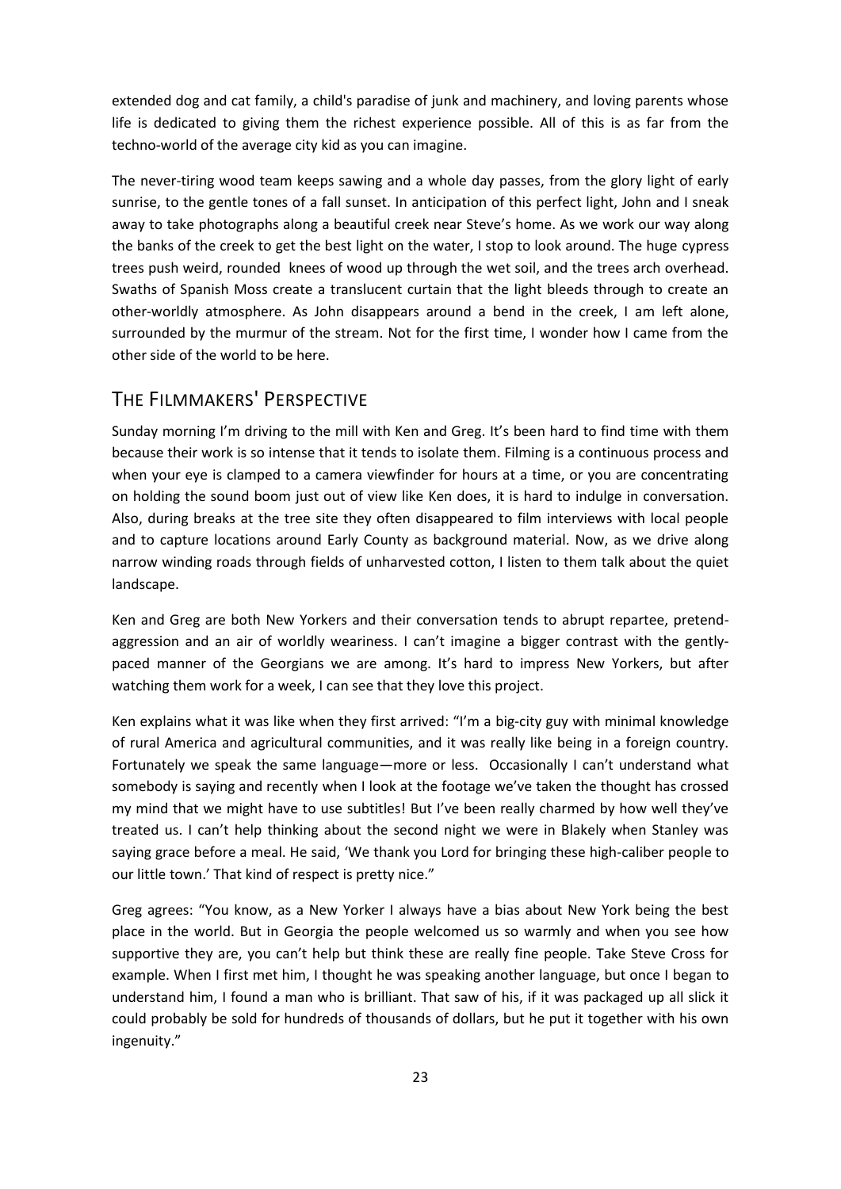extended dog and cat family, a child's paradise of junk and machinery, and loving parents whose life is dedicated to giving them the richest experience possible. All of this is as far from the techno-world of the average city kid as you can imagine.

The never-tiring wood team keeps sawing and a whole day passes, from the glory light of early sunrise, to the gentle tones of a fall sunset. In anticipation of this perfect light, John and I sneak away to take photographs along a beautiful creek near Steve's home. As we work our way along the banks of the creek to get the best light on the water, I stop to look around. The huge cypress trees push weird, rounded knees of wood up through the wet soil, and the trees arch overhead. Swaths of Spanish Moss create a translucent curtain that the light bleeds through to create an other-worldly atmosphere. As John disappears around a bend in the creek, I am left alone, surrounded by the murmur of the stream. Not for the first time, I wonder how I came from the other side of the world to be here.

## The Filmmakers' Perspective

Sunday morning I'm driving to the mill with Ken and Greg. It's been hard to find time with them because their work is so intense that it tends to isolate them. Filming is a continuous process and when your eye is clamped to a camera viewfinder for hours at a time, or you are concentrating on holding the sound boom just out of view like Ken does, it is hard to indulge in conversation. Also, during breaks at the tree site they often disappeared to film interviews with local people and to capture locations around Early County as background material. Now, as we drive along narrow winding roads through fields of unharvested cotton, I listen to them talk about the quiet landscape.

Ken and Greg are both New Yorkers and their conversation tends to abrupt repartee, pretend-aggression and an air of worldly weariness. I can't imagine a bigger contrast with the gently-paced manner of the Georgians we are among. It's hard to impress New Yorkers, but after watching them work for a week, I can see that they love this project.

Ken explains what it was like when they first arrived: "I'm a big-city guy with minimal knowledge of rural America and agricultural communities, and it was really like being in a foreign country. Fortunately we speak the same language—more or less. Occasionally I can't understand what somebody is saying and recently when I look at the footage we've taken the thought has crossed my mind that we might have to use subtitles! But I've been really charmed by how well they've treated us. I can't help thinking about the second night we were in Blakely when Stanley was saying grace before a meal. He said, 'We thank you Lord for bringing these high-caliber people to our little town.' That kind of respect is pretty nice."

Greg agrees: "You know, as a New Yorker I always have a bias about New York being the best place in the world. But in Georgia the people welcomed us so warmly and when you see how supportive they are, you can't help but think these are really fine people. Take Steve Cross for example. When I first met him, I thought he was speaking another language, but once I began to understand him, I found a man who is brilliant. That saw of his, if it was packaged up all slick it could probably be sold for hundreds of thousands of dollars, but he put it together with his own ingenuity."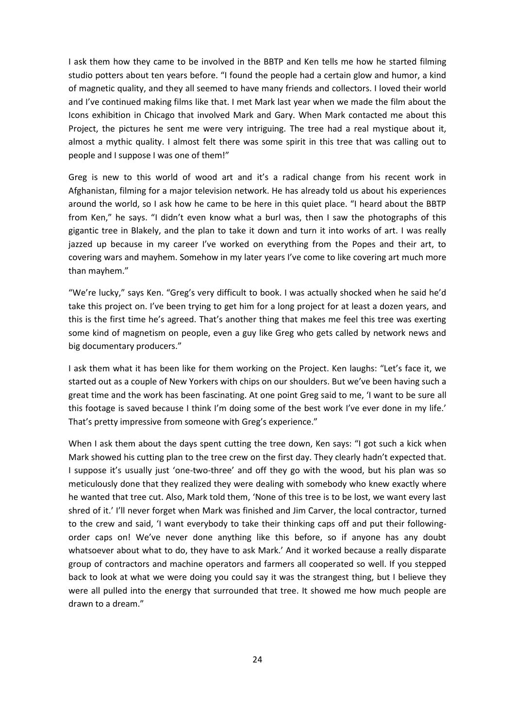I ask them how they came to be involved in the BBTP and Ken tells me how he started filming studio potters about ten years before. "I found the people had a certain glow and humor, a kind of magnetic quality, and they all seemed to have many friends and collectors. I loved their world and I've continued making films like that. I met Mark last year when we made the film about the Icons exhibition in Chicago that involved Mark and Gary. When Mark contacted me about this Project, the pictures he sent me were very intriguing. The tree had a real mystique about it, almost a mythic quality. I almost felt there was some spirit in this tree that was calling out to people and I suppose I was one of them!"

Greg is new to this world of wood art and it's a radical change from his recent work in Afghanistan, filming for a major television network. He has already told us about his experiences around the world, so I ask how he came to be here in this quiet place. "I heard about the BBTP from Ken," he says. "I didn't even know what a burl was, then I saw the photographs of this gigantic tree in Blakely, and the plan to take it down and turn it into works of art. I was really jazzed up because in my career I've worked on everything from the Popes and their art, to covering wars and mayhem. Somehow in my later years I've come to like covering art much more than mayhem."

"We're lucky," says Ken. "Greg's very difficult to book. I was actually shocked when he said he'd take this project on. I've been trying to get him for a long project for at least a dozen years, and this is the first time he's agreed. That's another thing that makes me feel this tree was exerting some kind of magnetism on people, even a guy like Greg who gets called by network news and big documentary producers."

I ask them what it has been like for them working on the Project. Ken laughs: "Let's face it, we started out as a couple of New Yorkers with chips on our shoulders. But we've been having such a great time and the work has been fascinating. At one point Greg said to me, 'I want to be sure all this footage is saved because I think I'm doing some of the best work I've ever done in my life.' That's pretty impressive from someone with Greg's experience."

When I ask them about the days spent cutting the tree down, Ken says: "I got such a kick when Mark showed his cutting plan to the tree crew on the first day. They clearly hadn't expected that. I suppose it's usually just 'one-two-three' and off they go with the wood, but his plan was so meticulously done that they realized they were dealing with somebody who knew exactly where he wanted that tree cut. Also, Mark told them, 'None of this tree is to be lost, we want every last shred of it.' I'll never forget when Mark was finished and Jim Carver, the local contractor, turned to the crew and said, 'I want everybody to take their thinking caps off and put their following-order caps on! We've never done anything like this before, so if anyone has any doubt whatsoever about what to do, they have to ask Mark.' And it worked because a really disparate group of contractors and machine operators and farmers all cooperated so well. If you stepped back to look at what we were doing you could say it was the strangest thing, but I believe they were all pulled into the energy that surrounded that tree. It showed me how much people are drawn to a dream."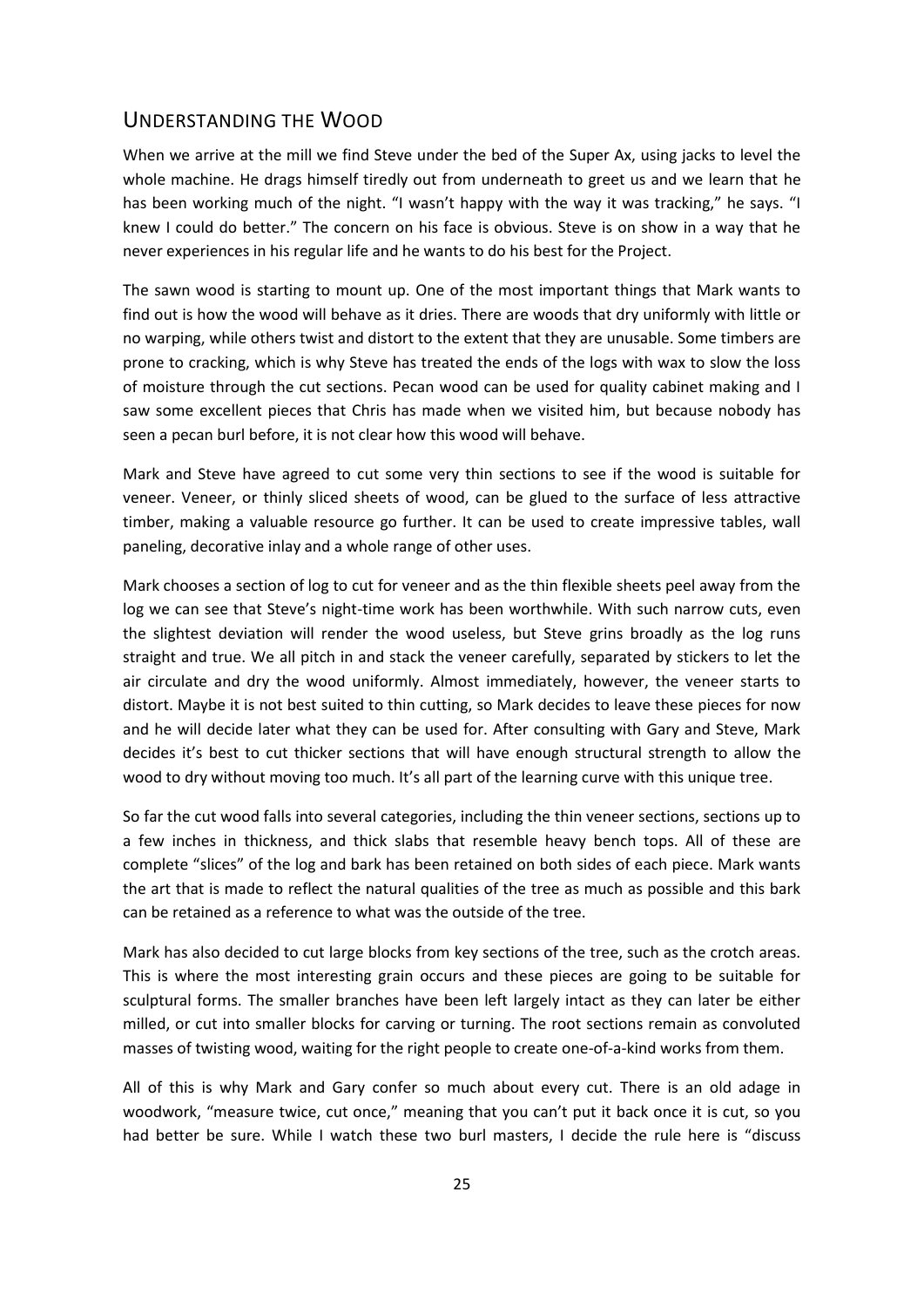## Understanding the Wood

When we arrive at the mill we find Steve under the bed of the Super Ax, using jacks to level the whole machine. He drags himself tiredly out from underneath to greet us and we learn that he has been working much of the night. "I wasn't happy with the way it was tracking," he says. "I knew I could do better." The concern on his face is obvious. Steve is on show in a way that he never experiences in his regular life and he wants to do his best for the Project.

The sawn wood is starting to mount up. One of the most important things that Mark wants to find out is how the wood will behave as it dries. There are woods that dry uniformly with little or no warping, while others twist and distort to the extent that they are unusable. Some timbers are prone to cracking, which is why Steve has treated the ends of the logs with wax to slow the loss of moisture through the cut sections. Pecan wood can be used for quality cabinet making and I saw some excellent pieces that Chris has made when we visited him, but because nobody has seen a pecan burl before, it is not clear how this wood will behave.

Mark and Steve have agreed to cut some very thin sections to see if the wood is suitable for veneer. Veneer, or thinly sliced sheets of wood, can be glued to the surface of less attractive timber, making a valuable resource go further. It can be used to create impressive tables, wall paneling, decorative inlay and a whole range of other uses.

Mark chooses a section of log to cut for veneer and as the thin flexible sheets peel away from the log we can see that Steve's night-time work has been worthwhile. With such narrow cuts, even the slightest deviation will render the wood useless, but Steve grins broadly as the log runs straight and true. We all pitch in and stack the veneer carefully, separated by stickers to let the air circulate and dry the wood uniformly. Almost immediately, however, the veneer starts to distort. Maybe it is not best suited to thin cutting, so Mark decides to leave these pieces for now and he will decide later what they can be used for. After consulting with Gary and Steve, Mark decides it's best to cut thicker sections that will have enough structural strength to allow the wood to dry without moving too much. It's all part of the learning curve with this unique tree.

So far the cut wood falls into several categories, including the thin veneer sections, sections up to a few inches in thickness, and thick slabs that resemble heavy bench tops. All of these are complete "slices" of the log and bark has been retained on both sides of each piece. Mark wants the art that is made to reflect the natural qualities of the tree as much as possible and this bark can be retained as a reference to what was the outside of the tree.

Mark has also decided to cut large blocks from key sections of the tree, such as the crotch areas. This is where the most interesting grain occurs and these pieces are going to be suitable for sculptural forms. The smaller branches have been left largely intact as they can later be either milled, or cut into smaller blocks for carving or turning. The root sections remain as convoluted masses of twisting wood, waiting for the right people to create one-of-a-kind works from them.

All of this is why Mark and Gary confer so much about every cut. There is an old adage in woodwork, "measure twice, cut once," meaning that you can't put it back once it is cut, so you had better be sure. While I watch these two burl masters, I decide the rule here is "discuss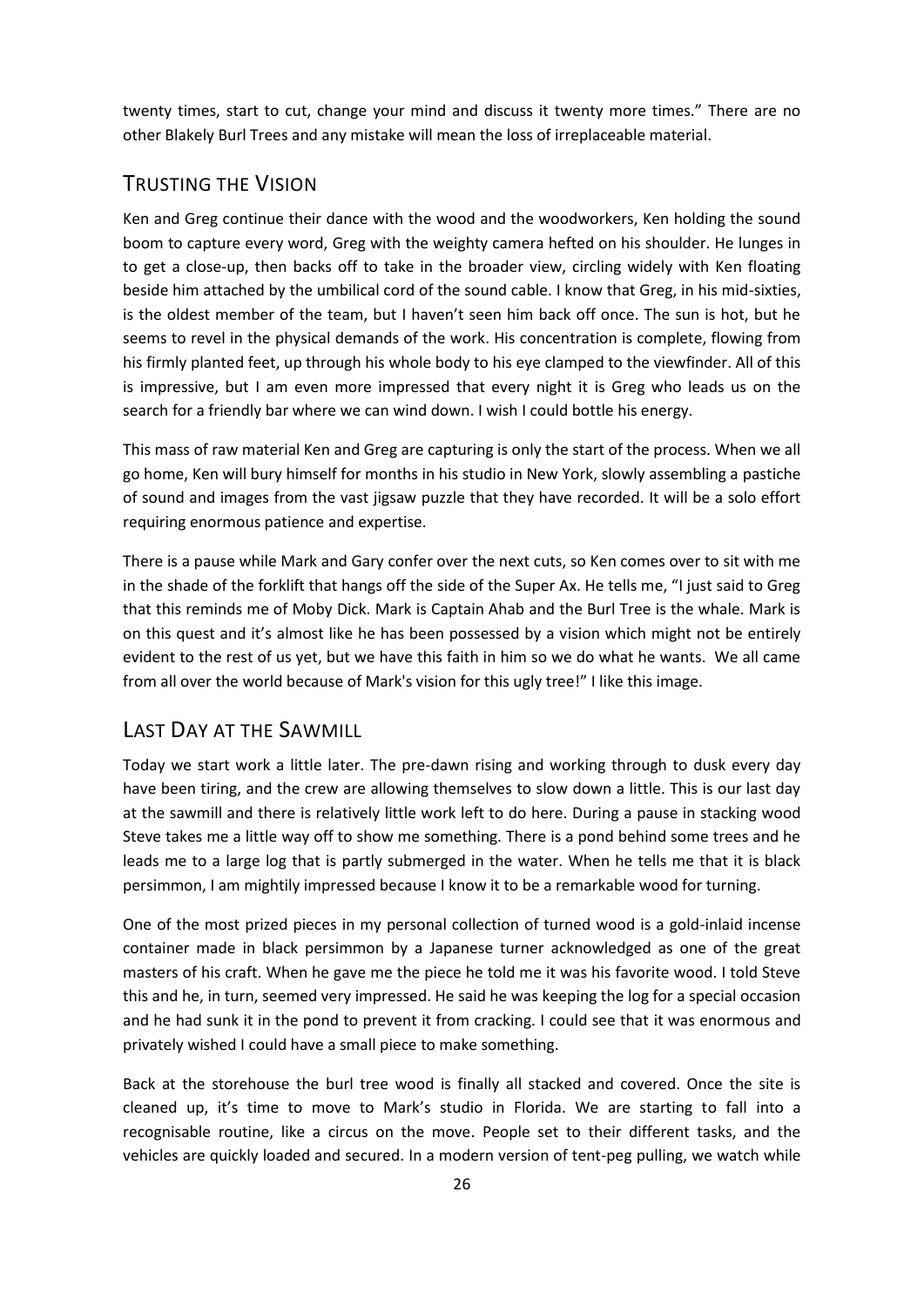twenty times, start to cut, change your mind and discuss it twenty more times." There are no other Blakely Burl Trees and any mistake will mean the loss of irreplaceable material.

## Trusting the Vision

Ken and Greg continue their dance with the wood and the woodworkers, Ken holding the sound boom to capture every word, Greg with the weighty camera hefted on his shoulder. He lunges in to get a close-up, then backs off to take in the broader view, circling widely with Ken floating beside him attached by the umbilical cord of the sound cable. I know that Greg, in his mid-sixties, is the oldest member of the team, but I haven't seen him back off once. The sun is hot, but he seems to revel in the physical demands of the work. His concentration is complete, flowing from his firmly planted feet, up through his whole body to his eye clamped to the viewfinder. All of this is impressive, but I am even more impressed that every night it is Greg who leads us on the search for a friendly bar where we can wind down. I wish I could bottle his energy.

This mass of raw material Ken and Greg are capturing is only the start of the process. When we all go home, Ken will bury himself for months in his studio in New York, slowly assembling a pastiche of sound and images from the vast jigsaw puzzle that they have recorded. It will be a solo effort requiring enormous patience and expertise.

There is a pause while Mark and Gary confer over the next cuts, so Ken comes over to sit with me in the shade of the forklift that hangs off the side of the Super Ax. He tells me, "I just said to Greg that this reminds me of Moby Dick. Mark is Captain Ahab and the Burl Tree is the whale. Mark is on this quest and it's almost like he has been possessed by a vision which might not be entirely evident to the rest of us yet, but we have this faith in him so we do what he wants. We all came from all over the world because of Mark's vision for this ugly tree!" I like this image.

## Last Day at the Sawmill

Today we start work a little later. The pre-dawn rising and working through to dusk every day have been tiring, and the crew are allowing themselves to slow down a little. This is our last day at the sawmill and there is relatively little work left to do here. During a pause in stacking wood Steve takes me a little way off to show me something. There is a pond behind some trees and he leads me to a large log that is partly submerged in the water. When he tells me that it is black persimmon, I am mightily impressed because I know it to be a remarkable wood for turning.

One of the most prized pieces in my personal collection of turned wood is a gold-inlaid incense container made in black persimmon by a Japanese turner acknowledged as one of the great masters of his craft. When he gave me the piece he told me it was his favorite wood. I told Steve this and he, in turn, seemed very impressed. He said he was keeping the log for a special occasion and he had sunk it in the pond to prevent it from cracking. I could see that it was enormous and privately wished I could have a small piece to make something.

Back at the storehouse the burl tree wood is finally all stacked and covered. Once the site is cleaned up, it's time to move to Mark's studio in Florida. We are starting to fall into a recognisable routine, like a circus on the move. People set to their different tasks, and the vehicles are quickly loaded and secured. In a modern version of tent-peg pulling, we watch while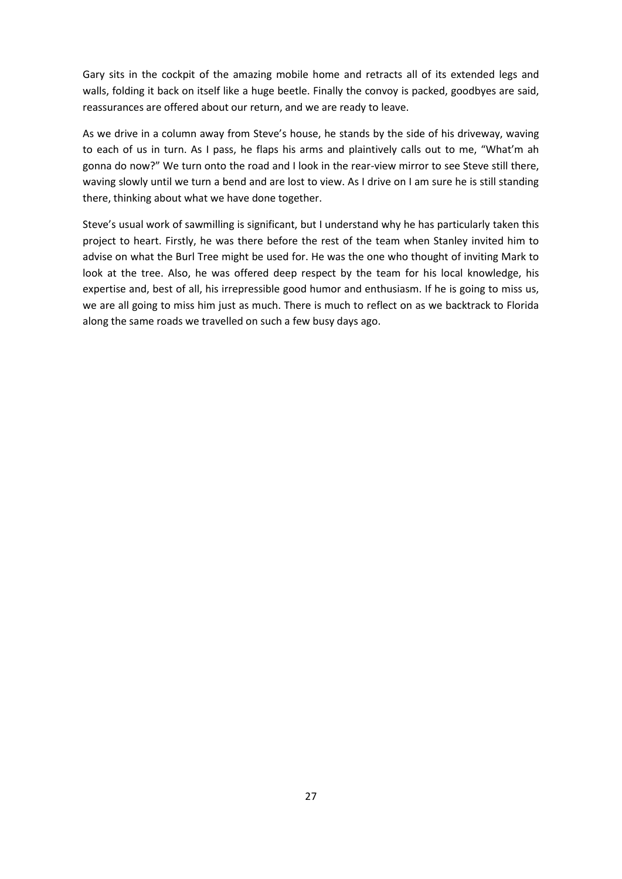Gary sits in the cockpit of the amazing mobile home and retracts all of its extended legs and walls, folding it back on itself like a huge beetle. Finally the convoy is packed, goodbyes are said, reassurances are offered about our return, and we are ready to leave.

As we drive in a column away from Steve's house, he stands by the side of his driveway, waving to each of us in turn. As I pass, he flaps his arms and plaintively calls out to me, "What'm ah gonna do now?" We turn onto the road and I look in the rear-view mirror to see Steve still there, waving slowly until we turn a bend and are lost to view. As I drive on I am sure he is still standing there, thinking about what we have done together.

Steve's usual work of sawmilling is significant, but I understand why he has particularly taken this project to heart. Firstly, he was there before the rest of the team when Stanley invited him to advise on what the Burl Tree might be used for. He was the one who thought of inviting Mark to look at the tree. Also, he was offered deep respect by the team for his local knowledge, his expertise and, best of all, his irrepressible good humor and enthusiasm. If he is going to miss us, we are all going to miss him just as much. There is much to reflect on as we backtrack to Florida along the same roads we travelled on such a few busy days ago.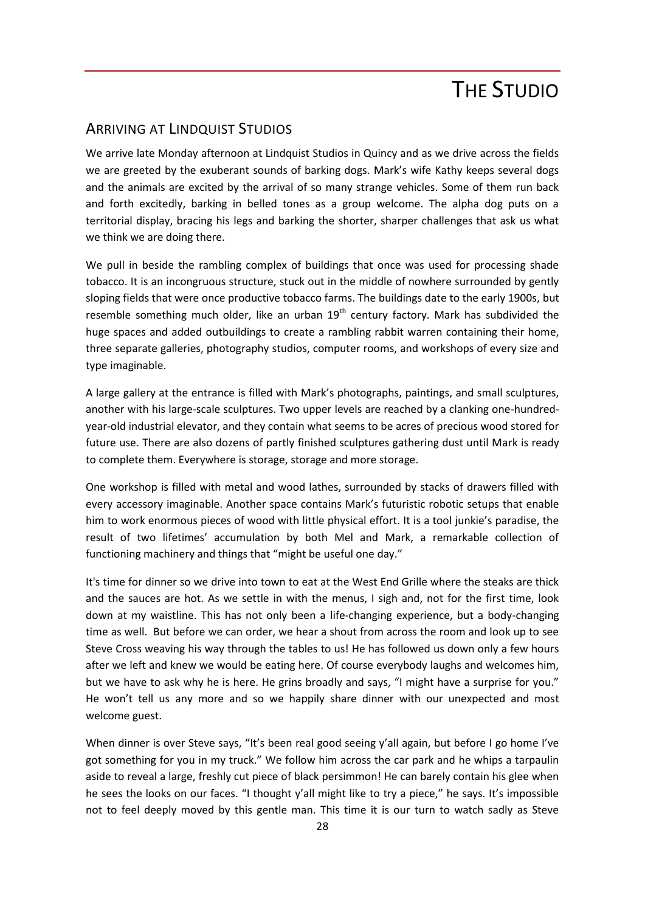# THE STUDIO

## ARRIVING AT LINDQUIST STUDIOS

We arrive late Monday afternoon at Lindquist Studios in Quincy and as we drive across the fields we are greeted by the exuberant sounds of barking dogs. Mark's wife Kathy keeps several dogs and the animals are excited by the arrival of so many strange vehicles. Some of them run back and forth excitedly, barking in belled tones as a group welcome. The alpha dog puts on a territorial display, bracing his legs and barking the shorter, sharper challenges that ask us what we think we are doing there.

We pull in beside the rambling complex of buildings that once was used for processing shade tobacco. It is an incongruous structure, stuck out in the middle of nowhere surrounded by gently sloping fields that were once productive tobacco farms. The buildings date to the early 1900s, but resemble something much older, like an urban 19th century factory. Mark has subdivided the huge spaces and added outbuildings to create a rambling rabbit warren containing their home, three separate galleries, photography studios, computer rooms, and workshops of every size and type imaginable.

A large gallery at the entrance is filled with Mark's photographs, paintings, and small sculptures, another with his large-scale sculptures. Two upper levels are reached by a clanking one-hundred-year-old industrial elevator, and they contain what seems to be acres of precious wood stored for future use. There are also dozens of partly finished sculptures gathering dust until Mark is ready to complete them. Everywhere is storage, storage and more storage.

One workshop is filled with metal and wood lathes, surrounded by stacks of drawers filled with every accessory imaginable. Another space contains Mark's futuristic robotic setups that enable him to work enormous pieces of wood with little physical effort. It is a tool junkie's paradise, the result of two lifetimes' accumulation by both Mel and Mark, a remarkable collection of functioning machinery and things that "might be useful one day."

It's time for dinner so we drive into town to eat at the West End Grille where the steaks are thick and the sauces are hot. As we settle in with the menus, I sigh and, not for the first time, look down at my waistline. This has not only been a life-changing experience, but a body-changing time as well. But before we can order, we hear a shout from across the room and look up to see Steve Cross weaving his way through the tables to us! He has followed us down only a few hours after we left and knew we would be eating here. Of course everybody laughs and welcomes him, but we have to ask why he is here. He grins broadly and says, "I might have a surprise for you." He won't tell us any more and so we happily share dinner with our unexpected and most welcome guest.

When dinner is over Steve says, "It's been real good seeing y'all again, but before I go home I've got something for you in my truck." We follow him across the car park and he whips a tarpaulin aside to reveal a large, freshly cut piece of black persimmon! He can barely contain his glee when he sees the looks on our faces. "I thought y'all might like to try a piece," he says. It's impossible not to feel deeply moved by this gentle man. This time it is our turn to watch sadly as Steve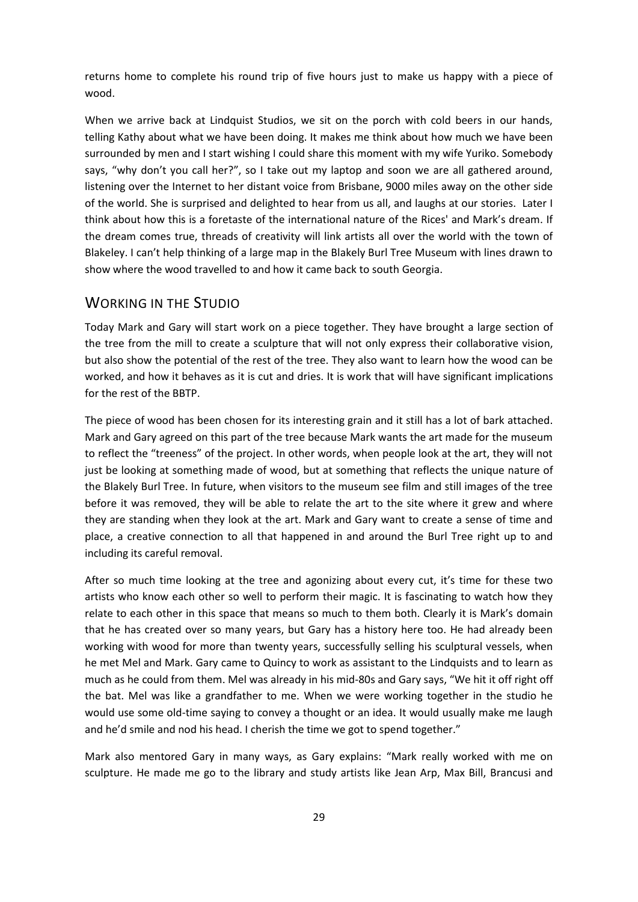returns home to complete his round trip of five hours just to make us happy with a piece of wood.

When we arrive back at Lindquist Studios, we sit on the porch with cold beers in our hands, telling Kathy about what we have been doing. It makes me think about how much we have been surrounded by men and I start wishing I could share this moment with my wife Yuriko. Somebody says, "why don't you call her?", so I take out my laptop and soon we are all gathered around, listening over the Internet to her distant voice from Brisbane, 9000 miles away on the other side of the world. She is surprised and delighted to hear from us all, and laughs at our stories. Later I think about how this is a foretaste of the international nature of the Rices' and Mark's dream. If the dream comes true, threads of creativity will link artists all over the world with the town of Blakeley. I can't help thinking of a large map in the Blakely Burl Tree Museum with lines drawn to show where the wood travelled to and how it came back to south Georgia.

## Working in the Studio

Today Mark and Gary will start work on a piece together. They have brought a large section of the tree from the mill to create a sculpture that will not only express their collaborative vision, but also show the potential of the rest of the tree. They also want to learn how the wood can be worked, and how it behaves as it is cut and dries. It is work that will have significant implications for the rest of the BBTP.

The piece of wood has been chosen for its interesting grain and it still has a lot of bark attached. Mark and Gary agreed on this part of the tree because Mark wants the art made for the museum to reflect the "treeness" of the project. In other words, when people look at the art, they will not just be looking at something made of wood, but at something that reflects the unique nature of the Blakely Burl Tree. In future, when visitors to the museum see film and still images of the tree before it was removed, they will be able to relate the art to the site where it grew and where they are standing when they look at the art. Mark and Gary want to create a sense of time and place, a creative connection to all that happened in and around the Burl Tree right up to and including its careful removal.

After so much time looking at the tree and agonizing about every cut, it's time for these two artists who know each other so well to perform their magic. It is fascinating to watch how they relate to each other in this space that means so much to them both. Clearly it is Mark's domain that he has created over so many years, but Gary has a history here too. He had already been working with wood for more than twenty years, successfully selling his sculptural vessels, when he met Mel and Mark. Gary came to Quincy to work as assistant to the Lindquists and to learn as much as he could from them. Mel was already in his mid-80s and Gary says, "We hit it off right off the bat. Mel was like a grandfather to me. When we were working together in the studio he would use some old-time saying to convey a thought or an idea. It would usually make me laugh and he'd smile and nod his head. I cherish the time we got to spend together."

Mark also mentored Gary in many ways, as Gary explains: "Mark really worked with me on sculpture. He made me go to the library and study artists like Jean Arp, Max Bill, Brancusi and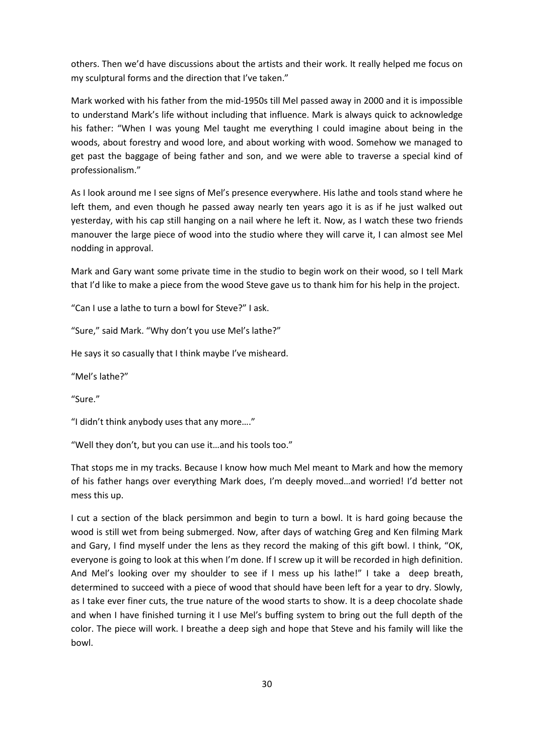others. Then we'd have discussions about the artists and their work. It really helped me focus on my sculptural forms and the direction that I've taken."

Mark worked with his father from the mid-1950s till Mel passed away in 2000 and it is impossible to understand Mark's life without including that influence. Mark is always quick to acknowledge his father: "When I was young Mel taught me everything I could imagine about being in the woods, about forestry and wood lore, and about working with wood. Somehow we managed to get past the baggage of being father and son, and we were able to traverse a special kind of professionalism."

As I look around me I see signs of Mel's presence everywhere. His lathe and tools stand where he left them, and even though he passed away nearly ten years ago it is as if he just walked out yesterday, with his cap still hanging on a nail where he left it. Now, as I watch these two friends manouver the large piece of wood into the studio where they will carve it, I can almost see Mel nodding in approval.

Mark and Gary want some private time in the studio to begin work on their wood, so I tell Mark that I'd like to make a piece from the wood Steve gave us to thank him for his help in the project.

"Can I use a lathe to turn a bowl for Steve?" I ask.

"Sure," said Mark. "Why don't you use Mel's lathe?"

He says it so casually that I think maybe I've misheard.

"Mel's lathe?"

"Sure."

"I didn't think anybody uses that any more…."

"Well they don't, but you can use it…and his tools too."

That stops me in my tracks. Because I know how much Mel meant to Mark and how the memory of his father hangs over everything Mark does, I'm deeply moved…and worried! I'd better not mess this up.

I cut a section of the black persimmon and begin to turn a bowl. It is hard going because the wood is still wet from being submerged. Now, after days of watching Greg and Ken filming Mark and Gary, I find myself under the lens as they record the making of this gift bowl. I think, "OK, everyone is going to look at this when I'm done. If I screw up it will be recorded in high definition. And Mel's looking over my shoulder to see if I mess up his lathe!" I take a deep breath, determined to succeed with a piece of wood that should have been left for a year to dry. Slowly, as I take ever finer cuts, the true nature of the wood starts to show. It is a deep chocolate shade and when I have finished turning it I use Mel's buffing system to bring out the full depth of the color. The piece will work. I breathe a deep sigh and hope that Steve and his family will like the bowl.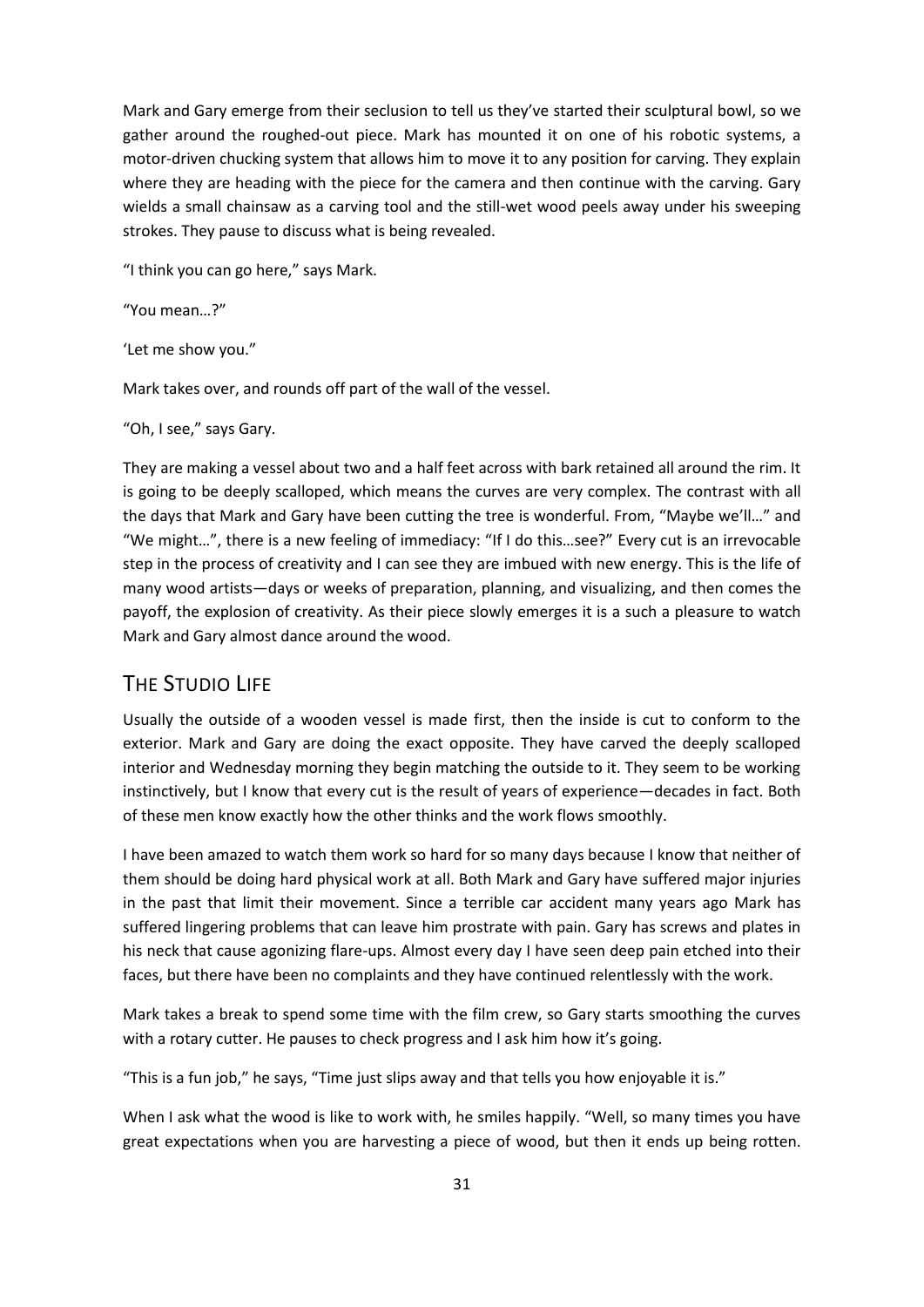Mark and Gary emerge from their seclusion to tell us they've started their sculptural bowl, so we gather around the roughed-out piece. Mark has mounted it on one of his robotic systems, a motor-driven chucking system that allows him to move it to any position for carving. They explain where they are heading with the piece for the camera and then continue with the carving. Gary wields a small chainsaw as a carving tool and the still-wet wood peels away under his sweeping strokes. They pause to discuss what is being revealed.

"I think you can go here," says Mark.

"You mean…?"

'Let me show you."

Mark takes over, and rounds off part of the wall of the vessel.

"Oh, I see," says Gary.

They are making a vessel about two and a half feet across with bark retained all around the rim. It is going to be deeply scalloped, which means the curves are very complex. The contrast with all the days that Mark and Gary have been cutting the tree is wonderful. From, "Maybe we'll…" and "We might…", there is a new feeling of immediacy: "If I do this…see?" Every cut is an irrevocable step in the process of creativity and I can see they are imbued with new energy. This is the life of many wood artists—days or weeks of preparation, planning, and visualizing, and then comes the payoff, the explosion of creativity. As their piece slowly emerges it is a such a pleasure to watch Mark and Gary almost dance around the wood.

## The Studio Life

Usually the outside of a wooden vessel is made first, then the inside is cut to conform to the exterior. Mark and Gary are doing the exact opposite. They have carved the deeply scalloped interior and Wednesday morning they begin matching the outside to it. They seem to be working instinctively, but I know that every cut is the result of years of experience—decades in fact. Both of these men know exactly how the other thinks and the work flows smoothly.

I have been amazed to watch them work so hard for so many days because I know that neither of them should be doing hard physical work at all. Both Mark and Gary have suffered major injuries in the past that limit their movement. Since a terrible car accident many years ago Mark has suffered lingering problems that can leave him prostrate with pain. Gary has screws and plates in his neck that cause agonizing flare-ups. Almost every day I have seen deep pain etched into their faces, but there have been no complaints and they have continued relentlessly with the work.

Mark takes a break to spend some time with the film crew, so Gary starts smoothing the curves with a rotary cutter. He pauses to check progress and I ask him how it's going.

"This is a fun job," he says, "Time just slips away and that tells you how enjoyable it is."

When I ask what the wood is like to work with, he smiles happily. "Well, so many times you have great expectations when you are harvesting a piece of wood, but then it ends up being rotten.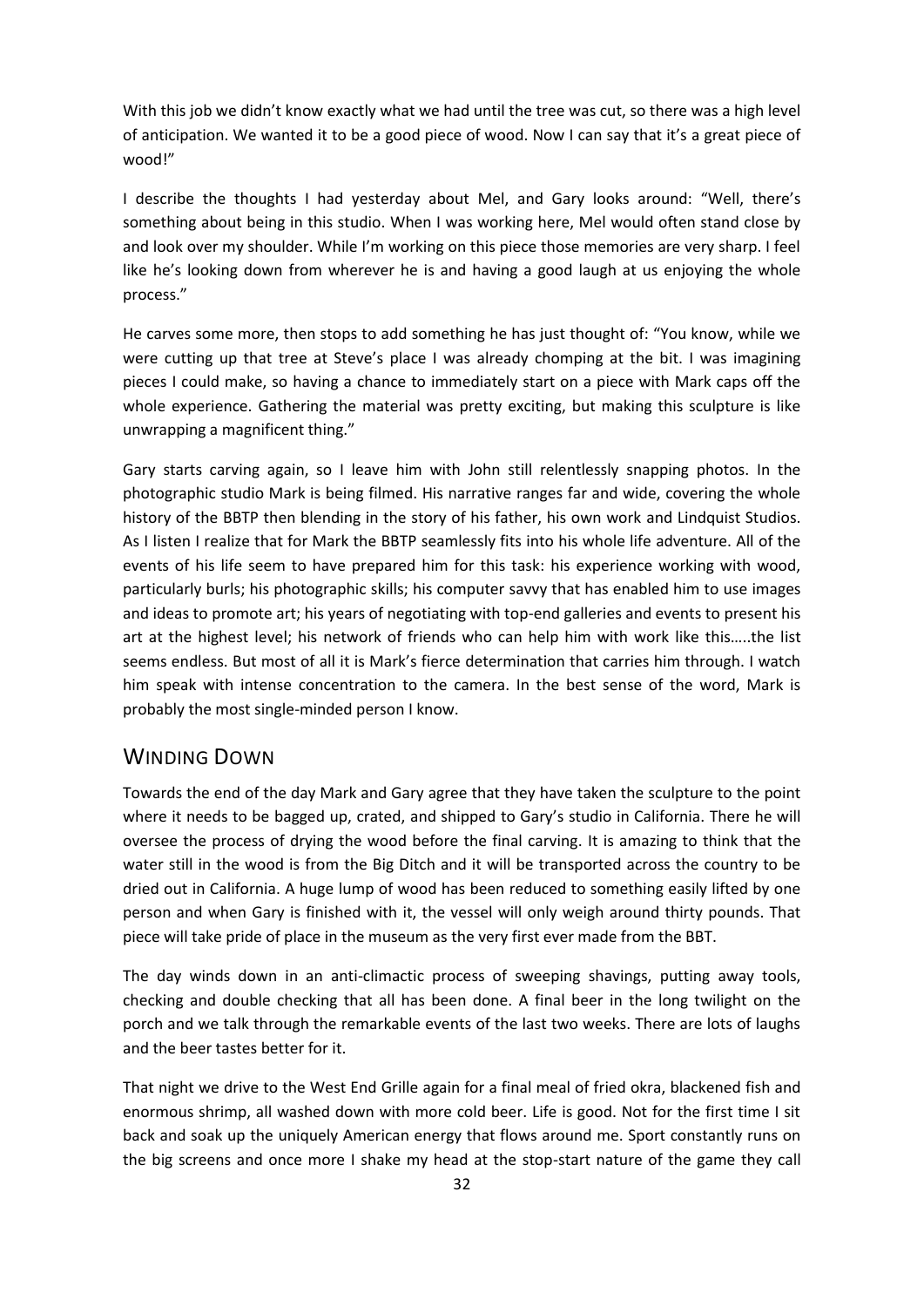With this job we didn't know exactly what we had until the tree was cut, so there was a high level of anticipation. We wanted it to be a good piece of wood. Now I can say that it's a great piece of wood!"

I describe the thoughts I had yesterday about Mel, and Gary looks around: "Well, there's something about being in this studio. When I was working here, Mel would often stand close by and look over my shoulder. While I'm working on this piece those memories are very sharp. I feel like he's looking down from wherever he is and having a good laugh at us enjoying the whole process."

He carves some more, then stops to add something he has just thought of: "You know, while we were cutting up that tree at Steve's place I was already chomping at the bit. I was imagining pieces I could make, so having a chance to immediately start on a piece with Mark caps off the whole experience. Gathering the material was pretty exciting, but making this sculpture is like unwrapping a magnificent thing."

Gary starts carving again, so I leave him with John still relentlessly snapping photos. In the photographic studio Mark is being filmed. His narrative ranges far and wide, covering the whole history of the BBTP then blending in the story of his father, his own work and Lindquist Studios. As I listen I realize that for Mark the BBTP seamlessly fits into his whole life adventure. All of the events of his life seem to have prepared him for this task: his experience working with wood, particularly burls; his photographic skills; his computer savvy that has enabled him to use images and ideas to promote art; his years of negotiating with top-end galleries and events to present his art at the highest level; his network of friends who can help him with work like this…..the list seems endless. But most of all it is Mark's fierce determination that carries him through. I watch him speak with intense concentration to the camera. In the best sense of the word, Mark is probably the most single-minded person I know.

## Winding Down

Towards the end of the day Mark and Gary agree that they have taken the sculpture to the point where it needs to be bagged up, crated, and shipped to Gary's studio in California. There he will oversee the process of drying the wood before the final carving. It is amazing to think that the water still in the wood is from the Big Ditch and it will be transported across the country to be dried out in California. A huge lump of wood has been reduced to something easily lifted by one person and when Gary is finished with it, the vessel will only weigh around thirty pounds. That piece will take pride of place in the museum as the very first ever made from the BBT.

The day winds down in an anti-climactic process of sweeping shavings, putting away tools, checking and double checking that all has been done. A final beer in the long twilight on the porch and we talk through the remarkable events of the last two weeks. There are lots of laughs and the beer tastes better for it.

That night we drive to the West End Grille again for a final meal of fried okra, blackened fish and enormous shrimp, all washed down with more cold beer. Life is good. Not for the first time I sit back and soak up the uniquely American energy that flows around me. Sport constantly runs on the big screens and once more I shake my head at the stop-start nature of the game they call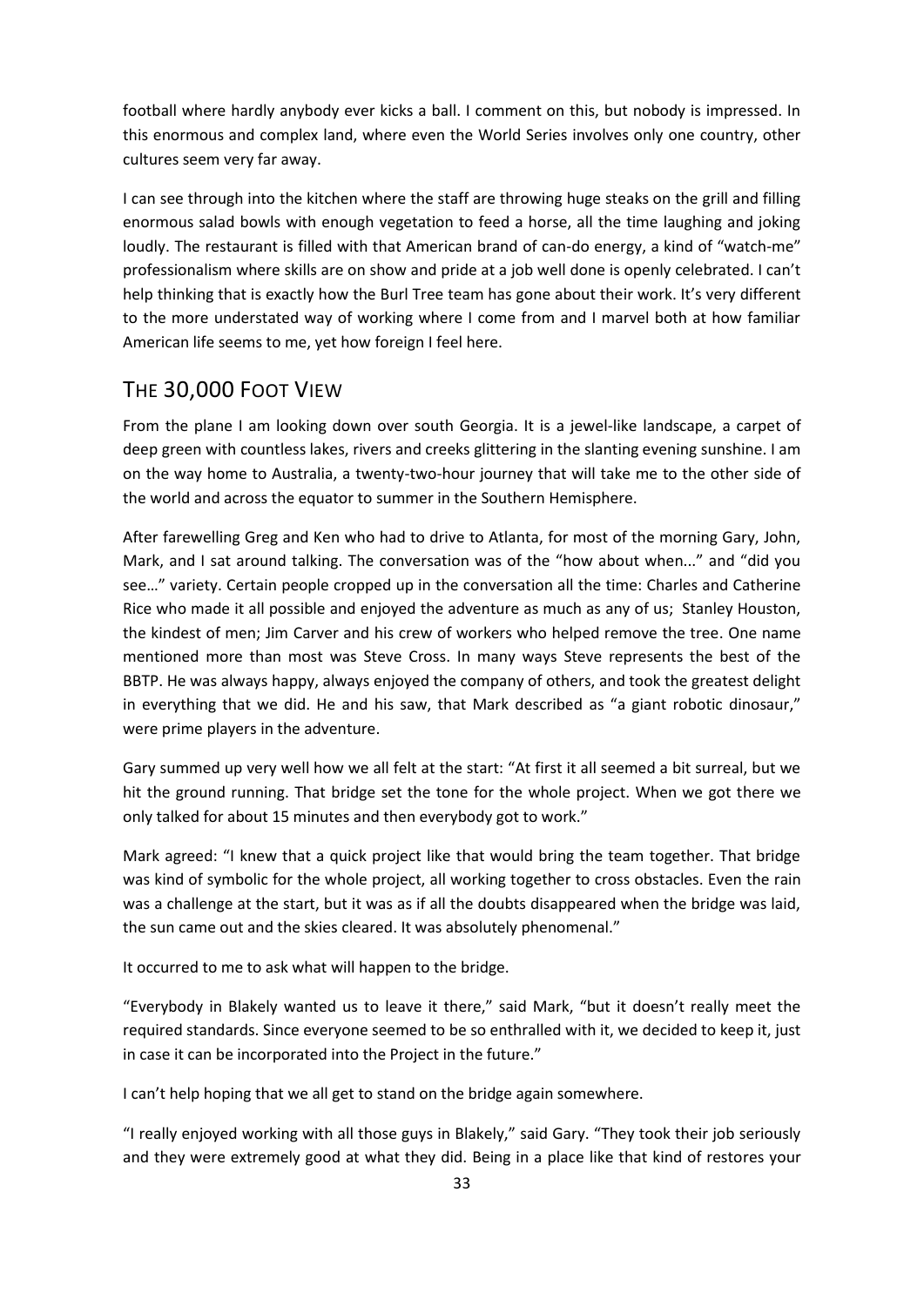football where hardly anybody ever kicks a ball. I comment on this, but nobody is impressed. In this enormous and complex land, where even the World Series involves only one country, other cultures seem very far away.

I can see through into the kitchen where the staff are throwing huge steaks on the grill and filling enormous salad bowls with enough vegetation to feed a horse, all the time laughing and joking loudly. The restaurant is filled with that American brand of can-do energy, a kind of "watch-me" professionalism where skills are on show and pride at a job well done is openly celebrated. I can't help thinking that is exactly how the Burl Tree team has gone about their work. It's very different to the more understated way of working where I come from and I marvel both at how familiar American life seems to me, yet how foreign I feel here.

## The 30,000 Foot View

From the plane I am looking down over south Georgia. It is a jewel-like landscape, a carpet of deep green with countless lakes, rivers and creeks glittering in the slanting evening sunshine. I am on the way home to Australia, a twenty-two-hour journey that will take me to the other side of the world and across the equator to summer in the Southern Hemisphere.

After farewelling Greg and Ken who had to drive to Atlanta, for most of the morning Gary, John, Mark, and I sat around talking. The conversation was of the "how about when..." and "did you see…" variety. Certain people cropped up in the conversation all the time: Charles and Catherine Rice who made it all possible and enjoyed the adventure as much as any of us; Stanley Houston, the kindest of men; Jim Carver and his crew of workers who helped remove the tree. One name mentioned more than most was Steve Cross. In many ways Steve represents the best of the BBTP. He was always happy, always enjoyed the company of others, and took the greatest delight in everything that we did. He and his saw, that Mark described as "a giant robotic dinosaur," were prime players in the adventure.

Gary summed up very well how we all felt at the start: "At first it all seemed a bit surreal, but we hit the ground running. That bridge set the tone for the whole project. When we got there we only talked for about 15 minutes and then everybody got to work."

Mark agreed: "I knew that a quick project like that would bring the team together. That bridge was kind of symbolic for the whole project, all working together to cross obstacles. Even the rain was a challenge at the start, but it was as if all the doubts disappeared when the bridge was laid, the sun came out and the skies cleared. It was absolutely phenomenal."

It occurred to me to ask what will happen to the bridge.

"Everybody in Blakely wanted us to leave it there," said Mark, "but it doesn't really meet the required standards. Since everyone seemed to be so enthralled with it, we decided to keep it, just in case it can be incorporated into the Project in the future."

I can't help hoping that we all get to stand on the bridge again somewhere.

"I really enjoyed working with all those guys in Blakely," said Gary. "They took their job seriously and they were extremely good at what they did. Being in a place like that kind of restores your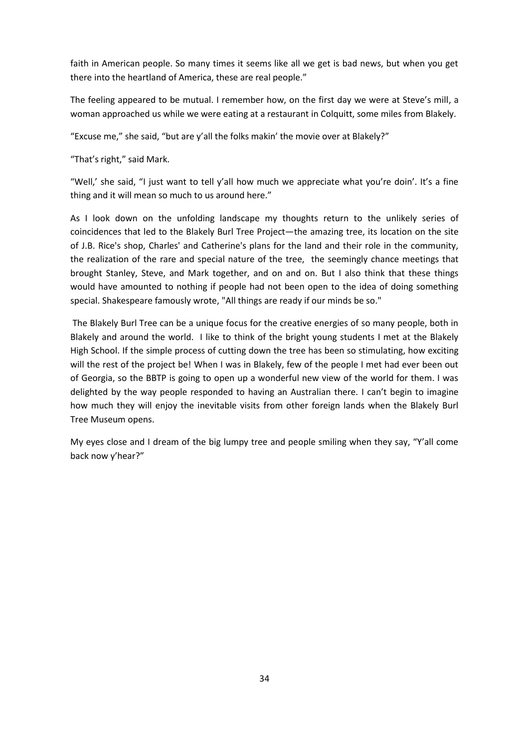faith in American people. So many times it seems like all we get is bad news, but when you get there into the heartland of America, these are real people."

The feeling appeared to be mutual. I remember how, on the first day we were at Steve's mill, a woman approached us while we were eating at a restaurant in Colquitt, some miles from Blakely.

"Excuse me," she said, "but are y'all the folks makin' the movie over at Blakely?"

"That's right," said Mark.

"Well,' she said, "I just want to tell y'all how much we appreciate what you're doin'. It's a fine thing and it will mean so much to us around here."

As I look down on the unfolding landscape my thoughts return to the unlikely series of coincidences that led to the Blakely Burl Tree Project—the amazing tree, its location on the site of J.B. Rice's shop, Charles' and Catherine's plans for the land and their role in the community, the realization of the rare and special nature of the tree, the seemingly chance meetings that brought Stanley, Steve, and Mark together, and on and on. But I also think that these things would have amounted to nothing if people had not been open to the idea of doing something special. Shakespeare famously wrote, "All things are ready if our minds be so."

The Blakely Burl Tree can be a unique focus for the creative energies of so many people, both in Blakely and around the world. I like to think of the bright young students I met at the Blakely High School. If the simple process of cutting down the tree has been so stimulating, how exciting will the rest of the project be! When I was in Blakely, few of the people I met had ever been out of Georgia, so the BBTP is going to open up a wonderful new view of the world for them. I was delighted by the way people responded to having an Australian there. I can't begin to imagine how much they will enjoy the inevitable visits from other foreign lands when the Blakely Burl Tree Museum opens.

My eyes close and I dream of the big lumpy tree and people smiling when they say, "Y'all come back now y'hear?"